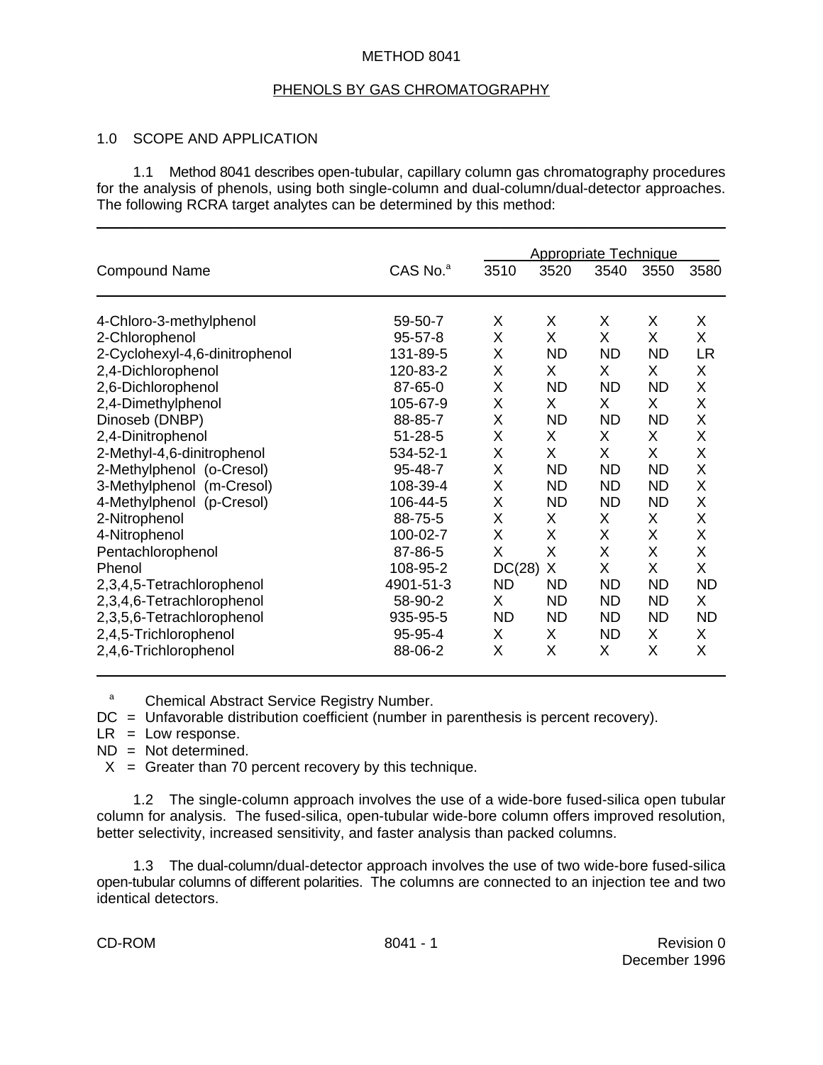# METHOD 8041

## PHENOLS BY GAS CHROMATOGRAPHY

### 1.0 SCOPE AND APPLICATION

1.1 Method 8041 describes open-tubular, capillary column gas chromatography procedures for the analysis of phenols, using both single-column and dual-column/dual-detector approaches. The following RCRA target analytes can be determined by this method:

| Compound Name | CAS No.[a] | Appropriate Technique | | | | |
|---|---|---|---|---|---|---|
| | | 3510 | 3520 | 3540 | 3550 | 3580 |
| 4-Chloro-3-methylphenol | 59-50-7 | X | X | X | X | X |
| 2-Chlorophenol | 95-57-8 | X | X | X | X | X |
| 2-Cyclohexyl-4,6-dinitrophenol | 131-89-5 | X | ND | ND | ND | LR |
| 2,4-Dichlorophenol | 120-83-2 | X | X | X | X | X |
| 2,6-Dichlorophenol | 87-65-0 | X | ND | ND | ND | X |
| 2,4-Dimethylphenol | 105-67-9 | X | X | X | X | X |
| Dinoseb (DNBP) | 88-85-7 | X | ND | ND | ND | X |
| 2,4-Dinitrophenol | 51-28-5 | X | X | X | X | X |
| 2-Methyl-4,6-dinitrophenol | 534-52-1 | X | X | X | X | X |
| 2-Methylphenol (o-Cresol) | 95-48-7 | X | ND | ND | ND | X |
| 3-Methylphenol (m-Cresol) | 108-39-4 | X | ND | ND | ND | X |
| 4-Methylphenol (p-Cresol) | 106-44-5 | X | ND | ND | ND | X |
| 2-Nitrophenol | 88-75-5 | X | X | X | X | X |
| 4-Nitrophenol | 100-02-7 | X | X | X | X | X |
| Pentachlorophenol | 87-86-5 | X | X | X | X | X |
| Phenol | 108-95-2 | DC(28) | X | X | X | X |
| 2,3,4,5-Tetrachlorophenol | 4901-51-3 | ND | ND | ND | ND | ND |
| 2,3,4,6-Tetrachlorophenol | 58-90-2 | X | ND | ND | ND | X |
| 2,3,5,6-Tetrachlorophenol | 935-95-5 | ND | ND | ND | ND | ND |
| 2,4,5-Trichlorophenol | 95-95-4 | X | X | ND | X | X |
| 2,4,6-Trichlorophenol | 88-06-2 | X | X | X | X | X |

[a] Chemical Abstract Service Registry Number.

DC = Unfavorable distribution coefficient (number in parenthesis is percent recovery).

LR = Low response.

ND = Not determined.

X = Greater than 70 percent recovery by this technique.

1.2 The single-column approach involves the use of a wide-bore fused-silica open tubular column for analysis. The fused-silica, open-tubular wide-bore column offers improved resolution, better selectivity, increased sensitivity, and faster analysis than packed columns.

1.3 The dual-column/dual-detector approach involves the use of two wide-bore fused-silica open-tubular columns of different polarities. The columns are connected to an injection tee and two identical detectors.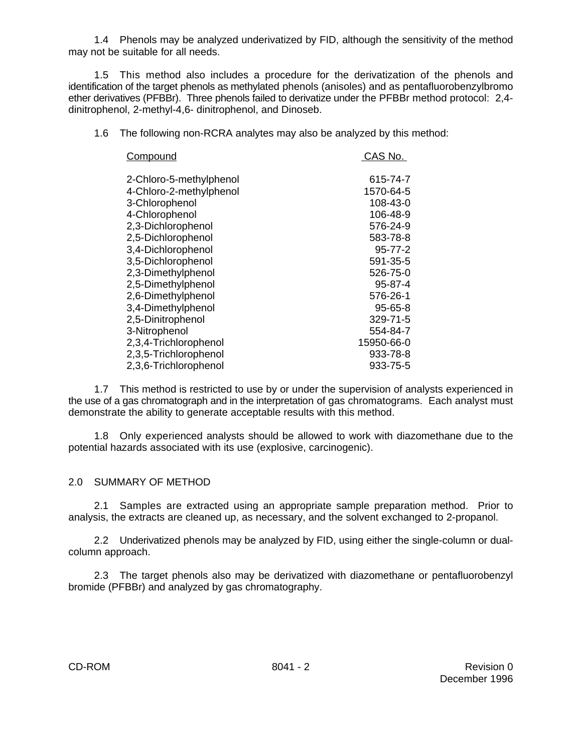1.4 Phenols may be analyzed underivatized by FID, although the sensitivity of the method may not be suitable for all needs.

1.5 This method also includes a procedure for the derivatization of the phenols and identification of the target phenols as methylated phenols (anisoles) and as pentafluorobenzylbromo ether derivatives (PFBBr). Three phenols failed to derivatize under the PFBBr method protocol: 2,4-dinitrophenol, 2-methyl-4,6- dinitrophenol, and Dinoseb.

1.6 The following non-RCRA analytes may also be analyzed by this method:

| Compound | CAS No. |
|---|---|
| 2-Chloro-5-methylphenol | 615-74-7 |
| 4-Chloro-2-methylphenol | 1570-64-5 |
| 3-Chlorophenol | 108-43-0 |
| 4-Chlorophenol | 106-48-9 |
| 2,3-Dichlorophenol | 576-24-9 |
| 2,5-Dichlorophenol | 583-78-8 |
| 3,4-Dichlorophenol | 95-77-2 |
| 3,5-Dichlorophenol | 591-35-5 |
| 2,3-Dimethylphenol | 526-75-0 |
| 2,5-Dimethylphenol | 95-87-4 |
| 2,6-Dimethylphenol | 576-26-1 |
| 3,4-Dimethylphenol | 95-65-8 |
| 2,5-Dinitrophenol | 329-71-5 |
| 3-Nitrophenol | 554-84-7 |
| 2,3,4-Trichlorophenol | 15950-66-0 |
| 2,3,5-Trichlorophenol | 933-78-8 |
| 2,3,6-Trichlorophenol | 933-75-5 |

1.7 This method is restricted to use by or under the supervision of analysts experienced in the use of a gas chromatograph and in the interpretation of gas chromatograms. Each analyst must demonstrate the ability to generate acceptable results with this method.

1.8 Only experienced analysts should be allowed to work with diazomethane due to the potential hazards associated with its use (explosive, carcinogenic).

## 2.0 SUMMARY OF METHOD

2.1 Samples are extracted using an appropriate sample preparation method. Prior to analysis, the extracts are cleaned up, as necessary, and the solvent exchanged to 2-propanol.

2.2 Underivatized phenols may be analyzed by FID, using either the single-column or dual-column approach.

2.3 The target phenols also may be derivatized with diazomethane or pentafluorobenzyl bromide (PFBBr) and analyzed by gas chromatography.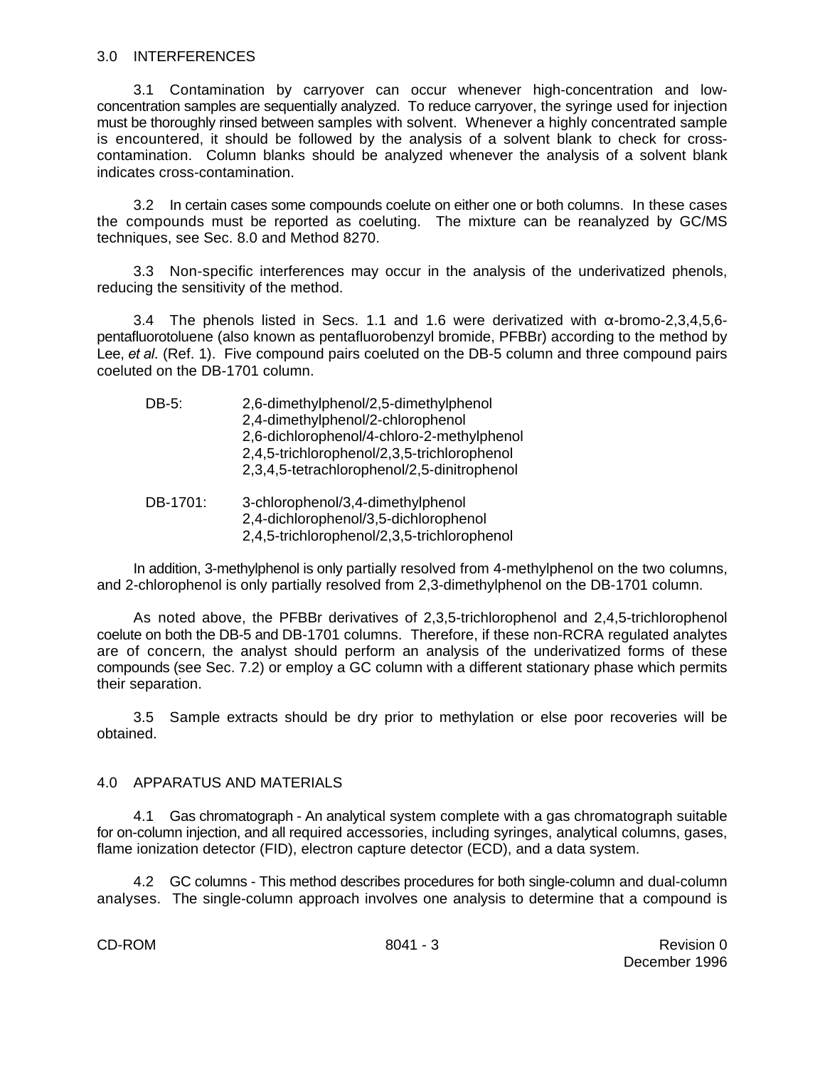## 3.0 INTERFERENCES

3.1 Contamination by carryover can occur whenever high-concentration and low-concentration samples are sequentially analyzed. To reduce carryover, the syringe used for injection must be thoroughly rinsed between samples with solvent. Whenever a highly concentrated sample is encountered, it should be followed by the analysis of a solvent blank to check for cross-contamination. Column blanks should be analyzed whenever the analysis of a solvent blank indicates cross-contamination.

3.2 In certain cases some compounds coelute on either one or both columns. In these cases the compounds must be reported as coeluting. The mixture can be reanalyzed by GC/MS techniques, see Sec. 8.0 and Method 8270.

3.3 Non-specific interferences may occur in the analysis of the underivatized phenols, reducing the sensitivity of the method.

3.4 The phenols listed in Secs. 1.1 and 1.6 were derivatized with $\alpha$-bromo-2,3,4,5,6-pentafluorotoluene (also known as pentafluorobenzyl bromide, PFBBr) according to the method by Lee, *et al.* (Ref. 1). Five compound pairs coeluted on the DB-5 column and three compound pairs coeluted on the DB-1701 column.

DB-5:
- 2,6-dimethylphenol/2,5-dimethylphenol
- 2,4-dimethylphenol/2-chlorophenol
- 2,6-dichlorophenol/4-chloro-2-methylphenol
- 2,4,5-trichlorophenol/2,3,5-trichlorophenol
- 2,3,4,5-tetrachlorophenol/2,5-dinitrophenol

DB-1701:
- 3-chlorophenol/3,4-dimethylphenol
- 2,4-dichlorophenol/3,5-dichlorophenol
- 2,4,5-trichlorophenol/2,3,5-trichlorophenol

In addition, 3-methylphenol is only partially resolved from 4-methylphenol on the two columns, and 2-chlorophenol is only partially resolved from 2,3-dimethylphenol on the DB-1701 column.

As noted above, the PFBBr derivatives of 2,3,5-trichlorophenol and 2,4,5-trichlorophenol coelute on both the DB-5 and DB-1701 columns. Therefore, if these non-RCRA regulated analytes are of concern, the analyst should perform an analysis of the underivatized forms of these compounds (see Sec. 7.2) or employ a GC column with a different stationary phase which permits their separation.

3.5 Sample extracts should be dry prior to methylation or else poor recoveries will be obtained.

## 4.0 APPARATUS AND MATERIALS

4.1 Gas chromatograph - An analytical system complete with a gas chromatograph suitable for on-column injection, and all required accessories, including syringes, analytical columns, gases, flame ionization detector (FID), electron capture detector (ECD), and a data system.

4.2 GC columns - This method describes procedures for both single-column and dual-column analyses. The single-column approach involves one analysis to determine that a compound is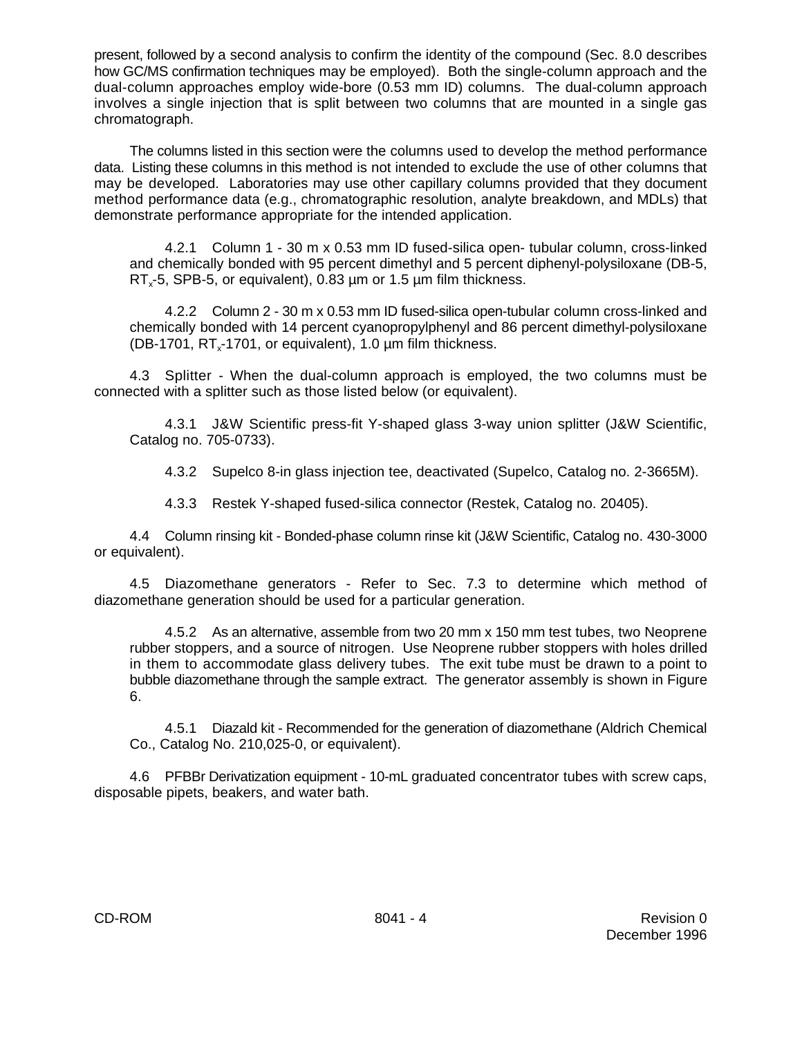present, followed by a second analysis to confirm the identity of the compound (Sec. 8.0 describes how GC/MS confirmation techniques may be employed). Both the single-column approach and the dual-column approaches employ wide-bore (0.53 mm ID) columns. The dual-column approach involves a single injection that is split between two columns that are mounted in a single gas chromatograph.

The columns listed in this section were the columns used to develop the method performance data. Listing these columns in this method is not intended to exclude the use of other columns that may be developed. Laboratories may use other capillary columns provided that they document method performance data (e.g., chromatographic resolution, analyte breakdown, and MDLs) that demonstrate performance appropriate for the intended application.

4.2.1 Column 1 - 30 m x 0.53 mm ID fused-silica open- tubular column, cross-linked and chemically bonded with 95 percent dimethyl and 5 percent diphenyl-polysiloxane (DB-5, $RT_x$-5, SPB-5, or equivalent), 0.83 µm or 1.5 µm film thickness.

4.2.2 Column 2 - 30 m x 0.53 mm ID fused-silica open-tubular column cross-linked and chemically bonded with 14 percent cyanopropylphenyl and 86 percent dimethyl-polysiloxane (DB-1701, $RT_x$-1701, or equivalent), 1.0 µm film thickness.

4.3 Splitter - When the dual-column approach is employed, the two columns must be connected with a splitter such as those listed below (or equivalent).

4.3.1 J&W Scientific press-fit Y-shaped glass 3-way union splitter (J&W Scientific, Catalog no. 705-0733).

4.3.2 Supelco 8-in glass injection tee, deactivated (Supelco, Catalog no. 2-3665M).

4.3.3 Restek Y-shaped fused-silica connector (Restek, Catalog no. 20405).

4.4 Column rinsing kit - Bonded-phase column rinse kit (J&W Scientific, Catalog no. 430-3000 or equivalent).

4.5 Diazomethane generators - Refer to Sec. 7.3 to determine which method of diazomethane generation should be used for a particular generation.

4.5.2 As an alternative, assemble from two 20 mm x 150 mm test tubes, two Neoprene rubber stoppers, and a source of nitrogen. Use Neoprene rubber stoppers with holes drilled in them to accommodate glass delivery tubes. The exit tube must be drawn to a point to bubble diazomethane through the sample extract. The generator assembly is shown in Figure 6.

4.5.1 Diazald kit - Recommended for the generation of diazomethane (Aldrich Chemical Co., Catalog No. 210,025-0, or equivalent).

4.6 PFBBr Derivatization equipment - 10-mL graduated concentrator tubes with screw caps, disposable pipets, beakers, and water bath.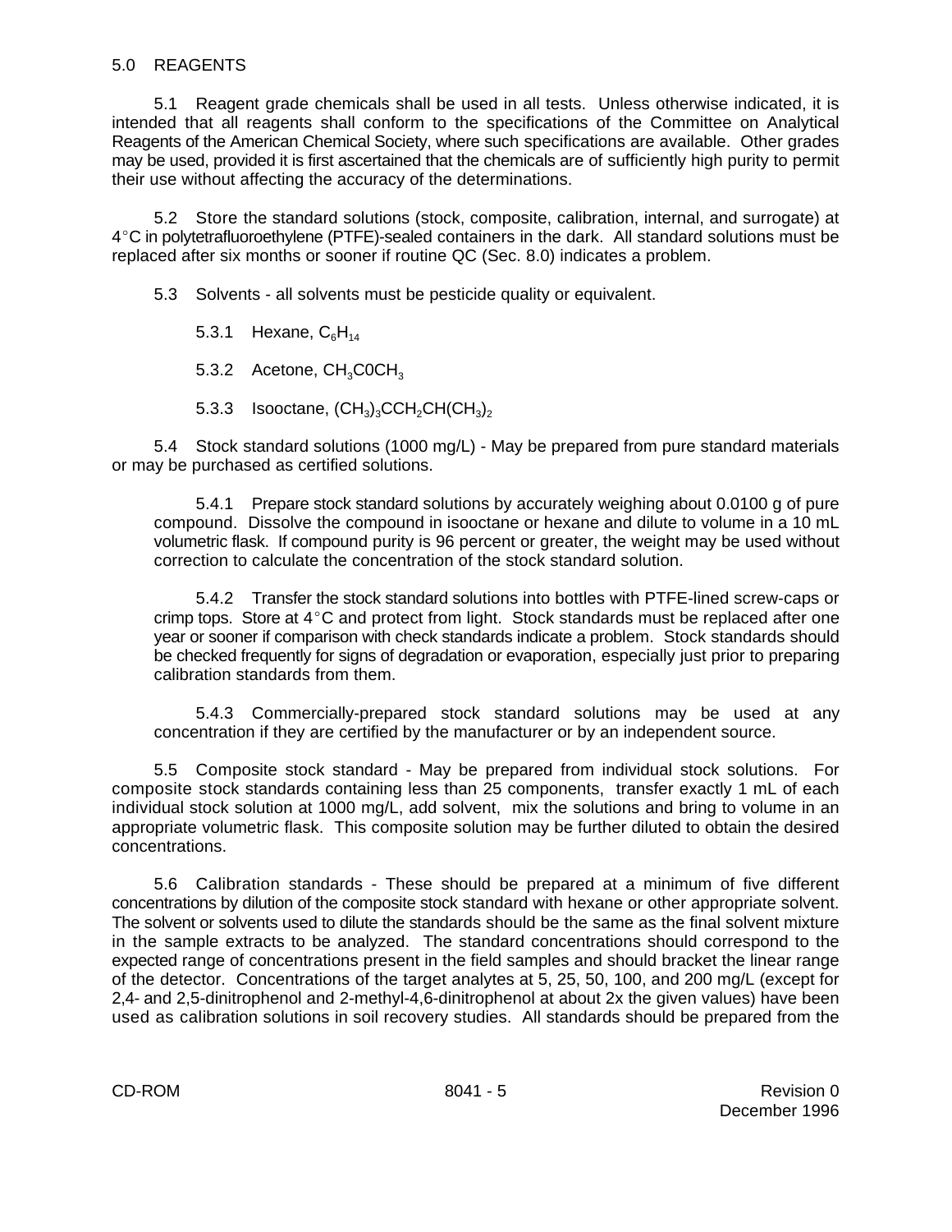5.0 REAGENTS

5.1 Reagent grade chemicals shall be used in all tests. Unless otherwise indicated, it is intended that all reagents shall conform to the specifications of the Committee on Analytical Reagents of the American Chemical Society, where such specifications are available. Other grades may be used, provided it is first ascertained that the chemicals are of sufficiently high purity to permit their use without affecting the accuracy of the determinations.

5.2 Store the standard solutions (stock, composite, calibration, internal, and surrogate) at 4°C in polytetrafluoroethylene (PTFE)-sealed containers in the dark. All standard solutions must be replaced after six months or sooner if routine QC (Sec. 8.0) indicates a problem.

5.3 Solvents - all solvents must be pesticide quality or equivalent.

5.3.1 Hexane, $C_6H_{14}$

5.3.2 Acetone, $CH_3C0CH_3$

5.3.3 Isooctane, $(CH_3)_3CCH_2CH(CH_3)_2$

5.4 Stock standard solutions (1000 mg/L) - May be prepared from pure standard materials or may be purchased as certified solutions.

5.4.1 Prepare stock standard solutions by accurately weighing about 0.0100 g of pure compound. Dissolve the compound in isooctane or hexane and dilute to volume in a 10 mL volumetric flask. If compound purity is 96 percent or greater, the weight may be used without correction to calculate the concentration of the stock standard solution.

5.4.2 Transfer the stock standard solutions into bottles with PTFE-lined screw-caps or crimp tops. Store at 4°C and protect from light. Stock standards must be replaced after one year or sooner if comparison with check standards indicate a problem. Stock standards should be checked frequently for signs of degradation or evaporation, especially just prior to preparing calibration standards from them.

5.4.3 Commercially-prepared stock standard solutions may be used at any concentration if they are certified by the manufacturer or by an independent source.

5.5 Composite stock standard - May be prepared from individual stock solutions. For composite stock standards containing less than 25 components, transfer exactly 1 mL of each individual stock solution at 1000 mg/L, add solvent, mix the solutions and bring to volume in an appropriate volumetric flask. This composite solution may be further diluted to obtain the desired concentrations.

5.6 Calibration standards - These should be prepared at a minimum of five different concentrations by dilution of the composite stock standard with hexane or other appropriate solvent. The solvent or solvents used to dilute the standards should be the same as the final solvent mixture in the sample extracts to be analyzed. The standard concentrations should correspond to the expected range of concentrations present in the field samples and should bracket the linear range of the detector. Concentrations of the target analytes at 5, 25, 50, 100, and 200 mg/L (except for 2,4- and 2,5-dinitrophenol and 2-methyl-4,6-dinitrophenol at about 2x the given values) have been used as calibration solutions in soil recovery studies. All standards should be prepared from the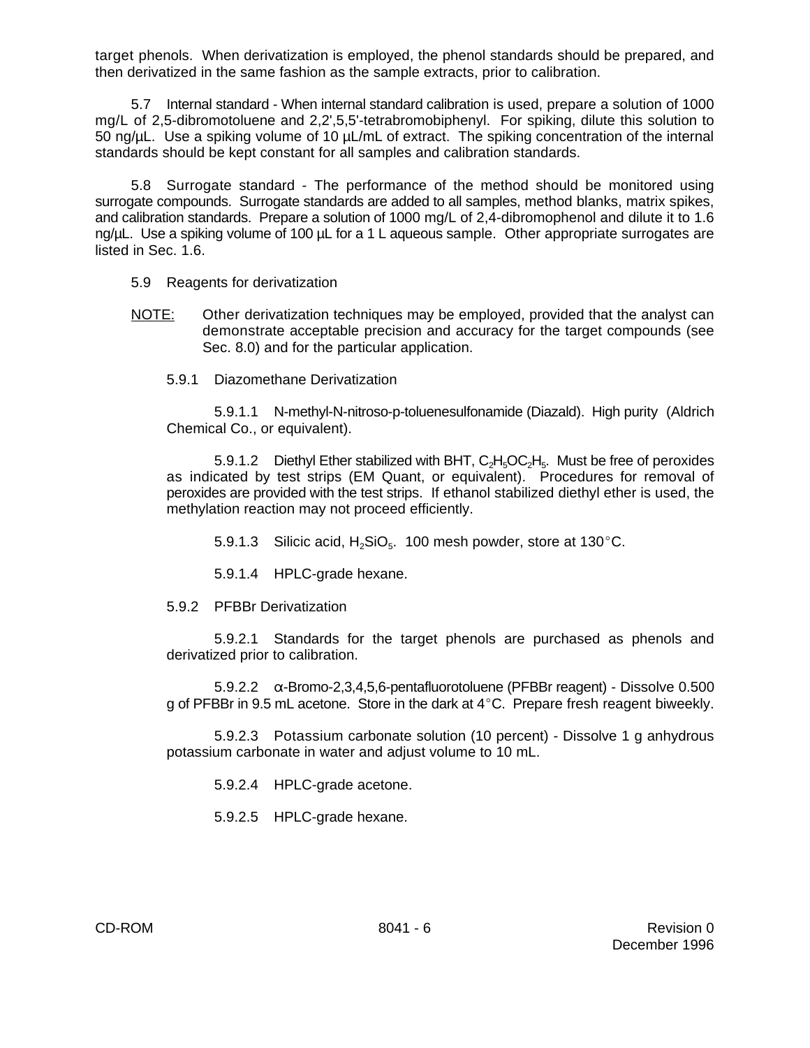target phenols. When derivatization is employed, the phenol standards should be prepared, and then derivatized in the same fashion as the sample extracts, prior to calibration.

5.7 Internal standard - When internal standard calibration is used, prepare a solution of 1000 mg/L of 2,5-dibromotoluene and 2,2',5,5'-tetrabromobiphenyl. For spiking, dilute this solution to 50 ng/µL. Use a spiking volume of 10 µL/mL of extract. The spiking concentration of the internal standards should be kept constant for all samples and calibration standards.

5.8 Surrogate standard - The performance of the method should be monitored using surrogate compounds. Surrogate standards are added to all samples, method blanks, matrix spikes, and calibration standards. Prepare a solution of 1000 mg/L of 2,4-dibromophenol and dilute it to 1.6 ng/µL. Use a spiking volume of 100 µL for a 1 L aqueous sample. Other appropriate surrogates are listed in Sec. 1.6.

5.9 Reagents for derivatization

NOTE: Other derivatization techniques may be employed, provided that the analyst can demonstrate acceptable precision and accuracy for the target compounds (see Sec. 8.0) and for the particular application.

5.9.1 Diazomethane Derivatization

5.9.1.1 N-methyl-N-nitroso-p-toluenesulfonamide (Diazald). High purity (Aldrich Chemical Co., or equivalent).

5.9.1.2 Diethyl Ether stabilized with BHT, $C_2H_5OC_2H_5$. Must be free of peroxides as indicated by test strips (EM Quant, or equivalent). Procedures for removal of peroxides are provided with the test strips. If ethanol stabilized diethyl ether is used, the methylation reaction may not proceed efficiently.

5.9.1.3 Silicic acid, $H_2SiO_5$. 100 mesh powder, store at 130°C.

5.9.1.4 HPLC-grade hexane.

5.9.2 PFBBr Derivatization

5.9.2.1 Standards for the target phenols are purchased as phenols and derivatized prior to calibration.

5.9.2.2 α-Bromo-2,3,4,5,6-pentafluorotoluene (PFBBr reagent) - Dissolve 0.500 g of PFBBr in 9.5 mL acetone. Store in the dark at 4°C. Prepare fresh reagent biweekly.

5.9.2.3 Potassium carbonate solution (10 percent) - Dissolve 1 g anhydrous potassium carbonate in water and adjust volume to 10 mL.

5.9.2.4 HPLC-grade acetone.

5.9.2.5 HPLC-grade hexane.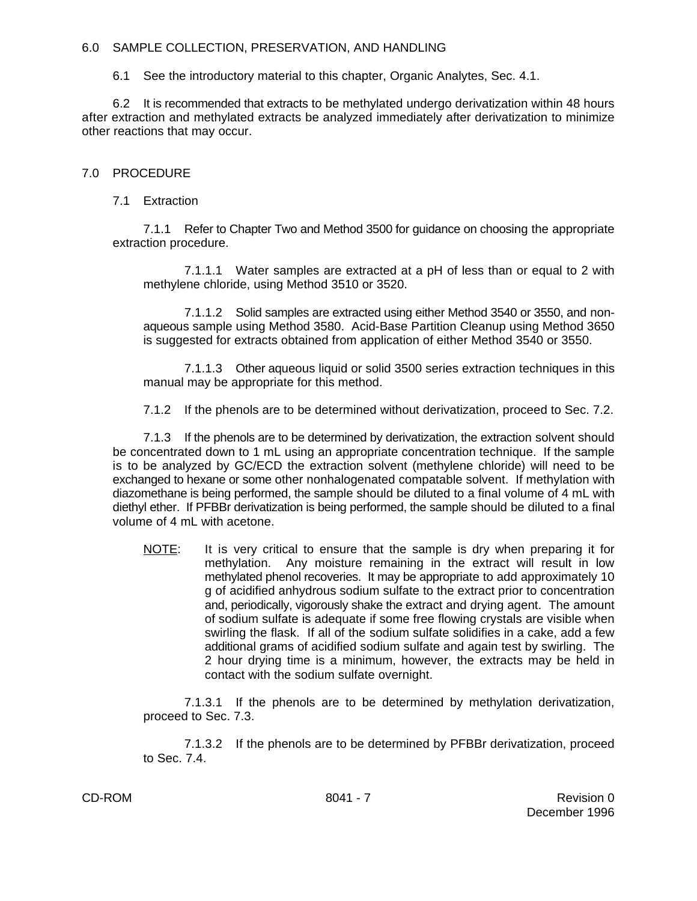## 6.0 SAMPLE COLLECTION, PRESERVATION, AND HANDLING

6.1 See the introductory material to this chapter, Organic Analytes, Sec. 4.1.

6.2 It is recommended that extracts to be methylated undergo derivatization within 48 hours after extraction and methylated extracts be analyzed immediately after derivatization to minimize other reactions that may occur.

## 7.0 PROCEDURE

### 7.1 Extraction

7.1.1 Refer to Chapter Two and Method 3500 for guidance on choosing the appropriate extraction procedure.

7.1.1.1 Water samples are extracted at a pH of less than or equal to 2 with methylene chloride, using Method 3510 or 3520.

7.1.1.2 Solid samples are extracted using either Method 3540 or 3550, and non-aqueous sample using Method 3580. Acid-Base Partition Cleanup using Method 3650 is suggested for extracts obtained from application of either Method 3540 or 3550.

7.1.1.3 Other aqueous liquid or solid 3500 series extraction techniques in this manual may be appropriate for this method.

7.1.2 If the phenols are to be determined without derivatization, proceed to Sec. 7.2.

7.1.3 If the phenols are to be determined by derivatization, the extraction solvent should be concentrated down to 1 mL using an appropriate concentration technique. If the sample is to be analyzed by GC/ECD the extraction solvent (methylene chloride) will need to be exchanged to hexane or some other nonhalogenated compatable solvent. If methylation with diazomethane is being performed, the sample should be diluted to a final volume of 4 mL with diethyl ether. If PFBBr derivatization is being performed, the sample should be diluted to a final volume of 4 mL with acetone.

NOTE: It is very critical to ensure that the sample is dry when preparing it for methylation. Any moisture remaining in the extract will result in low methylated phenol recoveries. It may be appropriate to add approximately 10 g of acidified anhydrous sodium sulfate to the extract prior to concentration and, periodically, vigorously shake the extract and drying agent. The amount of sodium sulfate is adequate if some free flowing crystals are visible when swirling the flask. If all of the sodium sulfate solidifies in a cake, add a few additional grams of acidified sodium sulfate and again test by swirling. The 2 hour drying time is a minimum, however, the extracts may be held in contact with the sodium sulfate overnight.

7.1.3.1 If the phenols are to be determined by methylation derivatization, proceed to Sec. 7.3.

7.1.3.2 If the phenols are to be determined by PFBBr derivatization, proceed to Sec. 7.4.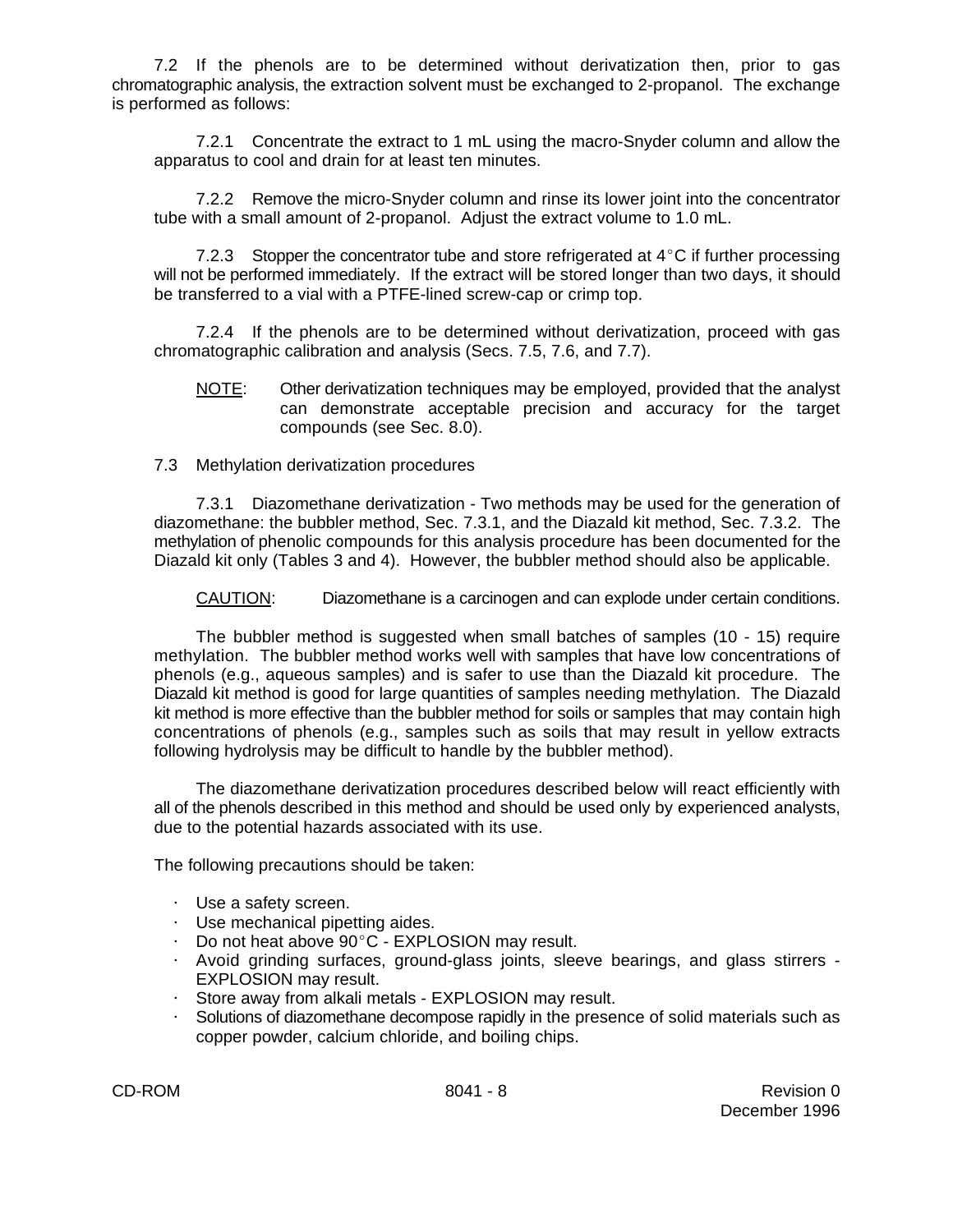7.2 If the phenols are to be determined without derivatization then, prior to gas chromatographic analysis, the extraction solvent must be exchanged to 2-propanol. The exchange is performed as follows:

7.2.1 Concentrate the extract to 1 mL using the macro-Snyder column and allow the apparatus to cool and drain for at least ten minutes.

7.2.2 Remove the micro-Snyder column and rinse its lower joint into the concentrator tube with a small amount of 2-propanol. Adjust the extract volume to 1.0 mL.

7.2.3 Stopper the concentrator tube and store refrigerated at 4°C if further processing will not be performed immediately. If the extract will be stored longer than two days, it should be transferred to a vial with a PTFE-lined screw-cap or crimp top.

7.2.4 If the phenols are to be determined without derivatization, proceed with gas chromatographic calibration and analysis (Secs. 7.5, 7.6, and 7.7).

NOTE: Other derivatization techniques may be employed, provided that the analyst can demonstrate acceptable precision and accuracy for the target compounds (see Sec. 8.0).

7.3 Methylation derivatization procedures

7.3.1 Diazomethane derivatization - Two methods may be used for the generation of diazomethane: the bubbler method, Sec. 7.3.1, and the Diazald kit method, Sec. 7.3.2. The methylation of phenolic compounds for this analysis procedure has been documented for the Diazald kit only (Tables 3 and 4). However, the bubbler method should also be applicable.

CAUTION: Diazomethane is a carcinogen and can explode under certain conditions.

The bubbler method is suggested when small batches of samples (10 - 15) require methylation. The bubbler method works well with samples that have low concentrations of phenols (e.g., aqueous samples) and is safer to use than the Diazald kit procedure. The Diazald kit method is good for large quantities of samples needing methylation. The Diazald kit method is more effective than the bubbler method for soils or samples that may contain high concentrations of phenols (e.g., samples such as soils that may result in yellow extracts following hydrolysis may be difficult to handle by the bubbler method).

The diazomethane derivatization procedures described below will react efficiently with all of the phenols described in this method and should be used only by experienced analysts, due to the potential hazards associated with its use.

The following precautions should be taken:

- Use a safety screen.
- Use mechanical pipetting aides.
- Do not heat above 90°C - EXPLOSION may result.
- Avoid grinding surfaces, ground-glass joints, sleeve bearings, and glass stirrers - EXPLOSION may result.
- Store away from alkali metals - EXPLOSION may result.
- Solutions of diazomethane decompose rapidly in the presence of solid materials such as copper powder, calcium chloride, and boiling chips.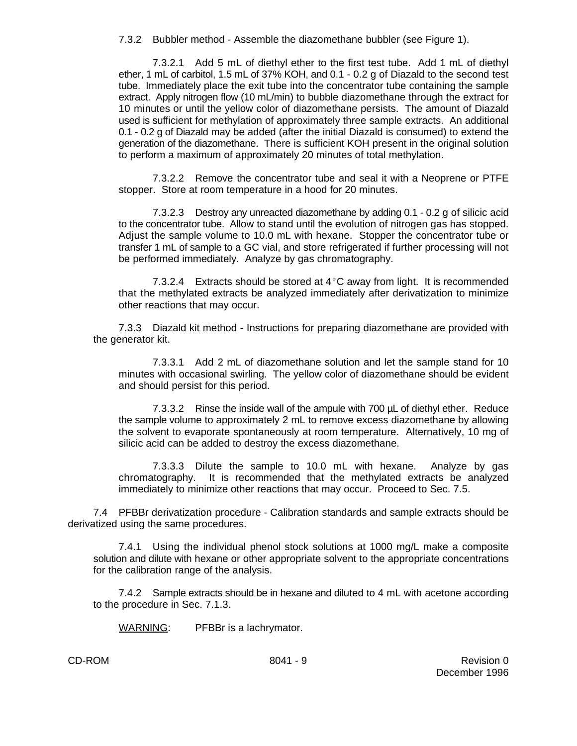7.3.2 Bubbler method - Assemble the diazomethane bubbler (see Figure 1).

7.3.2.1 Add 5 mL of diethyl ether to the first test tube. Add 1 mL of diethyl ether, 1 mL of carbitol, 1.5 mL of 37% KOH, and 0.1 - 0.2 g of Diazald to the second test tube. Immediately place the exit tube into the concentrator tube containing the sample extract. Apply nitrogen flow (10 mL/min) to bubble diazomethane through the extract for 10 minutes or until the yellow color of diazomethane persists. The amount of Diazald used is sufficient for methylation of approximately three sample extracts. An additional 0.1 - 0.2 g of Diazald may be added (after the initial Diazald is consumed) to extend the generation of the diazomethane. There is sufficient KOH present in the original solution to perform a maximum of approximately 20 minutes of total methylation.

7.3.2.2 Remove the concentrator tube and seal it with a Neoprene or PTFE stopper. Store at room temperature in a hood for 20 minutes.

7.3.2.3 Destroy any unreacted diazomethane by adding 0.1 - 0.2 g of silicic acid to the concentrator tube. Allow to stand until the evolution of nitrogen gas has stopped. Adjust the sample volume to 10.0 mL with hexane. Stopper the concentrator tube or transfer 1 mL of sample to a GC vial, and store refrigerated if further processing will not be performed immediately. Analyze by gas chromatography.

7.3.2.4 Extracts should be stored at 4°C away from light. It is recommended that the methylated extracts be analyzed immediately after derivatization to minimize other reactions that may occur.

7.3.3 Diazald kit method - Instructions for preparing diazomethane are provided with the generator kit.

7.3.3.1 Add 2 mL of diazomethane solution and let the sample stand for 10 minutes with occasional swirling. The yellow color of diazomethane should be evident and should persist for this period.

7.3.3.2 Rinse the inside wall of the ampule with 700 µL of diethyl ether. Reduce the sample volume to approximately 2 mL to remove excess diazomethane by allowing the solvent to evaporate spontaneously at room temperature. Alternatively, 10 mg of silicic acid can be added to destroy the excess diazomethane.

7.3.3.3 Dilute the sample to 10.0 mL with hexane. Analyze by gas chromatography. It is recommended that the methylated extracts be analyzed immediately to minimize other reactions that may occur. Proceed to Sec. 7.5.

7.4 PFBBr derivatization procedure - Calibration standards and sample extracts should be derivatized using the same procedures.

7.4.1 Using the individual phenol stock solutions at 1000 mg/L make a composite solution and dilute with hexane or other appropriate solvent to the appropriate concentrations for the calibration range of the analysis.

7.4.2 Sample extracts should be in hexane and diluted to 4 mL with acetone according to the procedure in Sec. 7.1.3.

WARNING: PFBBr is a lachrymator.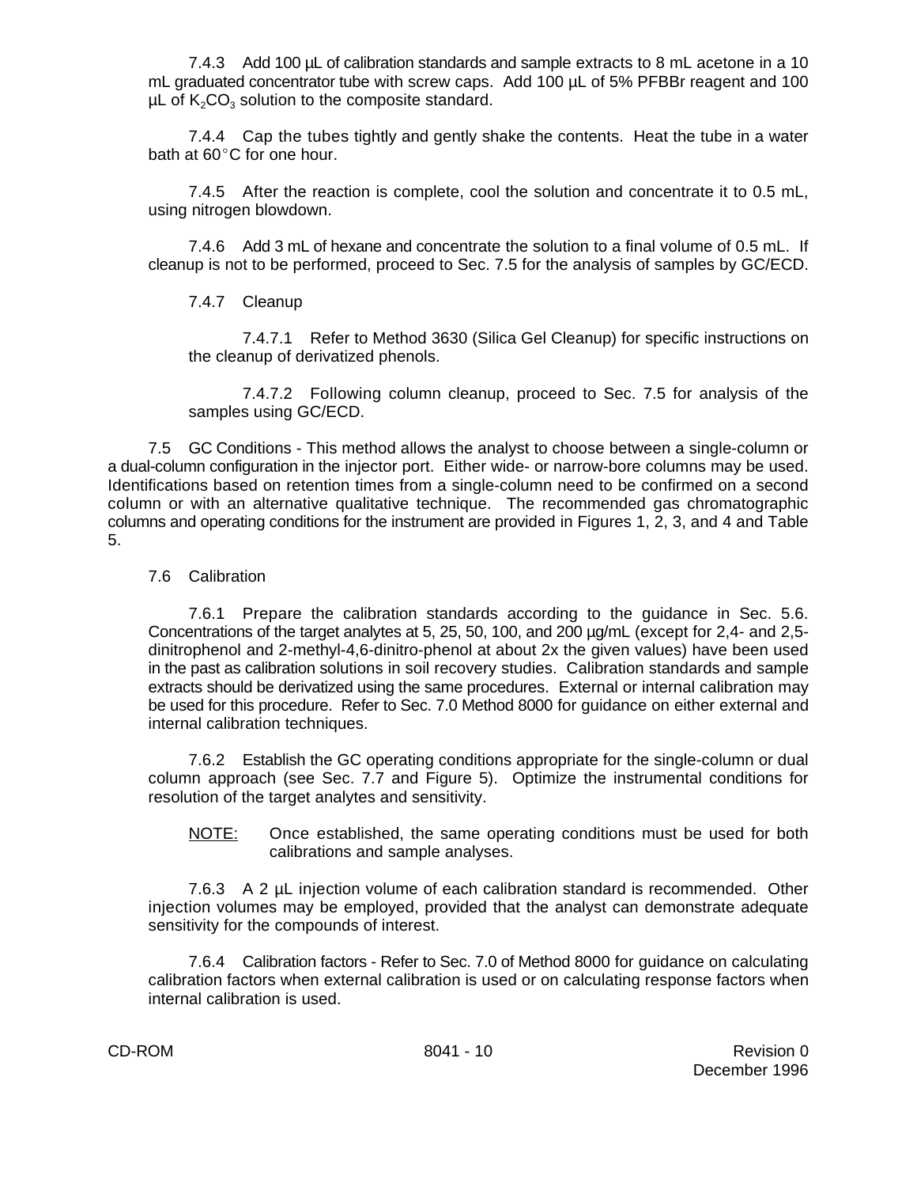7.4.3 Add 100 µL of calibration standards and sample extracts to 8 mL acetone in a 10 mL graduated concentrator tube with screw caps. Add 100 µL of 5% PFBBr reagent and 100 µL of $K_2CO_3$ solution to the composite standard.

7.4.4 Cap the tubes tightly and gently shake the contents. Heat the tube in a water bath at 60°C for one hour.

7.4.5 After the reaction is complete, cool the solution and concentrate it to 0.5 mL, using nitrogen blowdown.

7.4.6 Add 3 mL of hexane and concentrate the solution to a final volume of 0.5 mL. If cleanup is not to be performed, proceed to Sec. 7.5 for the analysis of samples by GC/ECD.

7.4.7 Cleanup

7.4.7.1 Refer to Method 3630 (Silica Gel Cleanup) for specific instructions on the cleanup of derivatized phenols.

7.4.7.2 Following column cleanup, proceed to Sec. 7.5 for analysis of the samples using GC/ECD.

7.5 GC Conditions - This method allows the analyst to choose between a single-column or a dual-column configuration in the injector port. Either wide- or narrow-bore columns may be used. Identifications based on retention times from a single-column need to be confirmed on a second column or with an alternative qualitative technique. The recommended gas chromatographic columns and operating conditions for the instrument are provided in Figures 1, 2, 3, and 4 and Table 5.

7.6 Calibration

7.6.1 Prepare the calibration standards according to the guidance in Sec. 5.6. Concentrations of the target analytes at 5, 25, 50, 100, and 200 µg/mL (except for 2,4- and 2,5-dinitrophenol and 2-methyl-4,6-dinitro-phenol at about 2x the given values) have been used in the past as calibration solutions in soil recovery studies. Calibration standards and sample extracts should be derivatized using the same procedures. External or internal calibration may be used for this procedure. Refer to Sec. 7.0 Method 8000 for guidance on either external and internal calibration techniques.

7.6.2 Establish the GC operating conditions appropriate for the single-column or dual column approach (see Sec. 7.7 and Figure 5). Optimize the instrumental conditions for resolution of the target analytes and sensitivity.

NOTE: Once established, the same operating conditions must be used for both calibrations and sample analyses.

7.6.3 A 2 µL injection volume of each calibration standard is recommended. Other injection volumes may be employed, provided that the analyst can demonstrate adequate sensitivity for the compounds of interest.

7.6.4 Calibration factors - Refer to Sec. 7.0 of Method 8000 for guidance on calculating calibration factors when external calibration is used or on calculating response factors when internal calibration is used.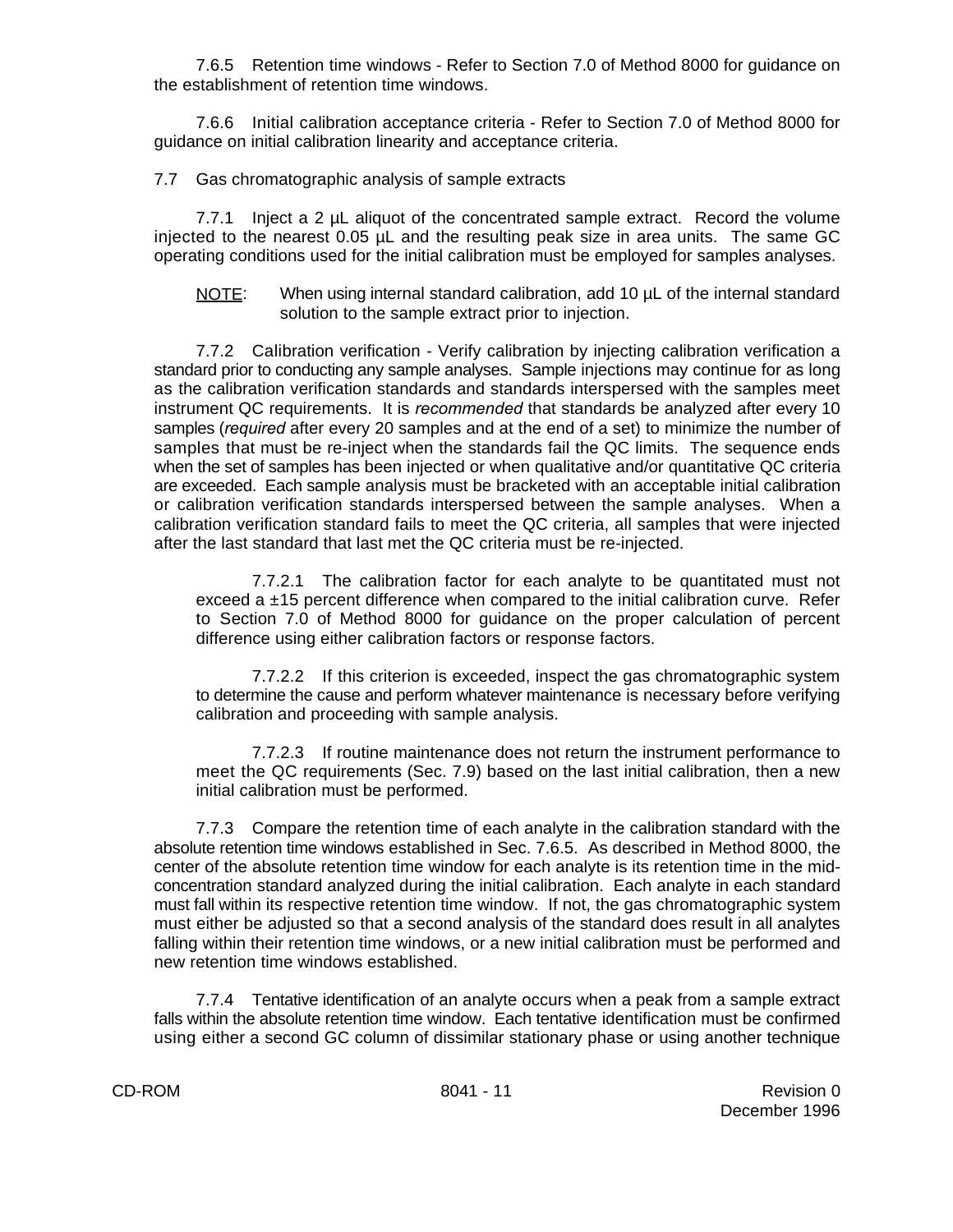7.6.5 Retention time windows - Refer to Section 7.0 of Method 8000 for guidance on the establishment of retention time windows.

7.6.6 Initial calibration acceptance criteria - Refer to Section 7.0 of Method 8000 for guidance on initial calibration linearity and acceptance criteria.

7.7 Gas chromatographic analysis of sample extracts

7.7.1 Inject a 2 µL aliquot of the concentrated sample extract. Record the volume injected to the nearest 0.05 µL and the resulting peak size in area units. The same GC operating conditions used for the initial calibration must be employed for samples analyses.

> NOTE: When using internal standard calibration, add 10 µL of the internal standard solution to the sample extract prior to injection.

7.7.2 Calibration verification - Verify calibration by injecting calibration verification a standard prior to conducting any sample analyses. Sample injections may continue for as long as the calibration verification standards and standards interspersed with the samples meet instrument QC requirements. It is *recommended* that standards be analyzed after every 10 samples (*required* after every 20 samples and at the end of a set) to minimize the number of samples that must be re-inject when the standards fail the QC limits. The sequence ends when the set of samples has been injected or when qualitative and/or quantitative QC criteria are exceeded. Each sample analysis must be bracketed with an acceptable initial calibration or calibration verification standards interspersed between the sample analyses. When a calibration verification standard fails to meet the QC criteria, all samples that were injected after the last standard that last met the QC criteria must be re-injected.

7.7.2.1 The calibration factor for each analyte to be quantitated must not exceed a ±15 percent difference when compared to the initial calibration curve. Refer to Section 7.0 of Method 8000 for guidance on the proper calculation of percent difference using either calibration factors or response factors.

7.7.2.2 If this criterion is exceeded, inspect the gas chromatographic system to determine the cause and perform whatever maintenance is necessary before verifying calibration and proceeding with sample analysis.

7.7.2.3 If routine maintenance does not return the instrument performance to meet the QC requirements (Sec. 7.9) based on the last initial calibration, then a new initial calibration must be performed.

7.7.3 Compare the retention time of each analyte in the calibration standard with the absolute retention time windows established in Sec. 7.6.5. As described in Method 8000, the center of the absolute retention time window for each analyte is its retention time in the mid-concentration standard analyzed during the initial calibration. Each analyte in each standard must fall within its respective retention time window. If not, the gas chromatographic system must either be adjusted so that a second analysis of the standard does result in all analytes falling within their retention time windows, or a new initial calibration must be performed and new retention time windows established.

7.7.4 Tentative identification of an analyte occurs when a peak from a sample extract falls within the absolute retention time window. Each tentative identification must be confirmed using either a second GC column of dissimilar stationary phase or using another technique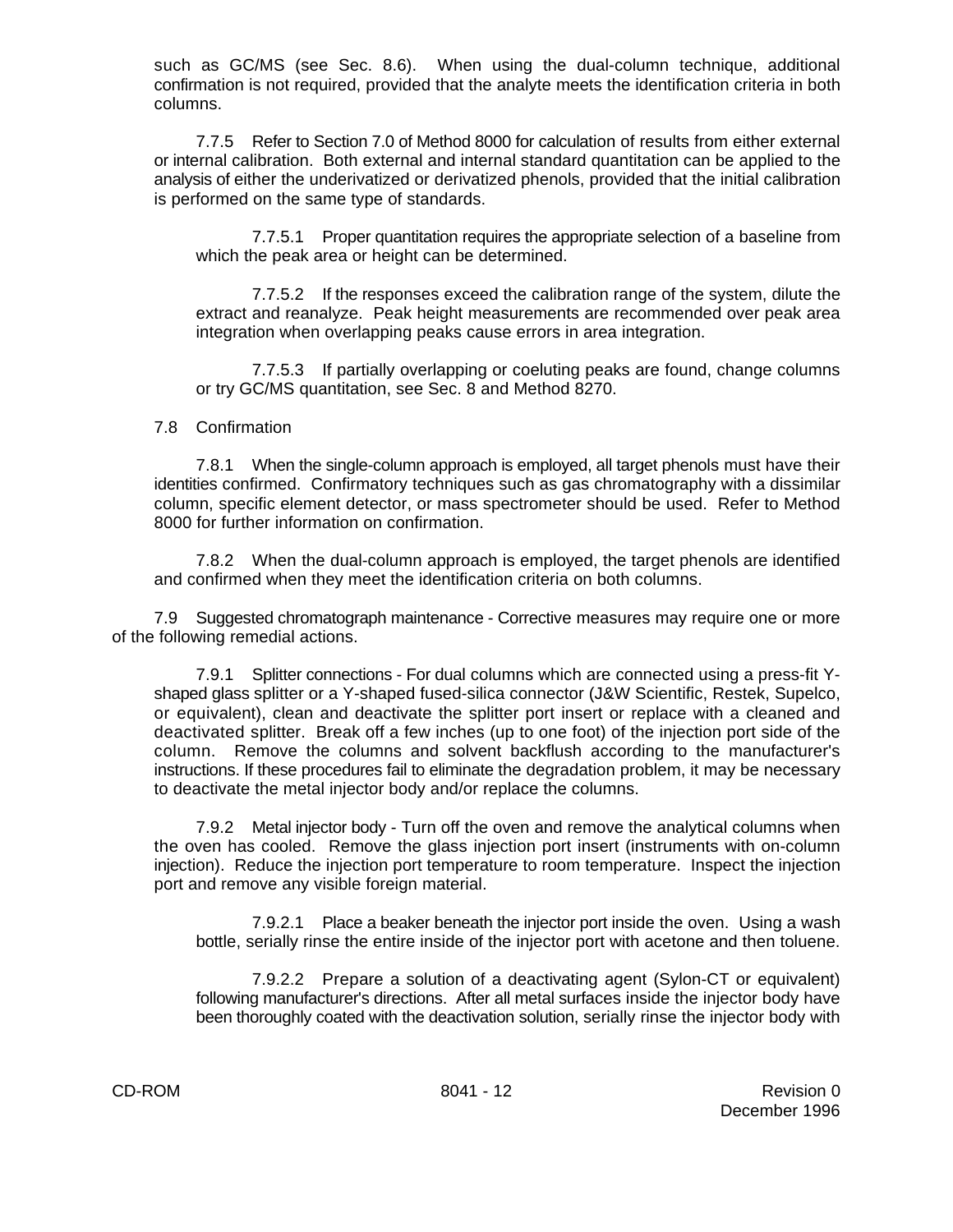such as GC/MS (see Sec. 8.6). When using the dual-column technique, additional confirmation is not required, provided that the analyte meets the identification criteria in both columns.

7.7.5 Refer to Section 7.0 of Method 8000 for calculation of results from either external or internal calibration. Both external and internal standard quantitation can be applied to the analysis of either the underivatized or derivatized phenols, provided that the initial calibration is performed on the same type of standards.

7.7.5.1 Proper quantitation requires the appropriate selection of a baseline from which the peak area or height can be determined.

7.7.5.2 If the responses exceed the calibration range of the system, dilute the extract and reanalyze. Peak height measurements are recommended over peak area integration when overlapping peaks cause errors in area integration.

7.7.5.3 If partially overlapping or coeluting peaks are found, change columns or try GC/MS quantitation, see Sec. 8 and Method 8270.

7.8 Confirmation

7.8.1 When the single-column approach is employed, all target phenols must have their identities confirmed. Confirmatory techniques such as gas chromatography with a dissimilar column, specific element detector, or mass spectrometer should be used. Refer to Method 8000 for further information on confirmation.

7.8.2 When the dual-column approach is employed, the target phenols are identified and confirmed when they meet the identification criteria on both columns.

7.9 Suggested chromatograph maintenance - Corrective measures may require one or more of the following remedial actions.

7.9.1 Splitter connections - For dual columns which are connected using a press-fit Y-shaped glass splitter or a Y-shaped fused-silica connector (J&W Scientific, Restek, Supelco, or equivalent), clean and deactivate the splitter port insert or replace with a cleaned and deactivated splitter. Break off a few inches (up to one foot) of the injection port side of the column. Remove the columns and solvent backflush according to the manufacturer's instructions. If these procedures fail to eliminate the degradation problem, it may be necessary to deactivate the metal injector body and/or replace the columns.

7.9.2 Metal injector body - Turn off the oven and remove the analytical columns when the oven has cooled. Remove the glass injection port insert (instruments with on-column injection). Reduce the injection port temperature to room temperature. Inspect the injection port and remove any visible foreign material.

7.9.2.1 Place a beaker beneath the injector port inside the oven. Using a wash bottle, serially rinse the entire inside of the injector port with acetone and then toluene.

7.9.2.2 Prepare a solution of a deactivating agent (Sylon-CT or equivalent) following manufacturer's directions. After all metal surfaces inside the injector body have been thoroughly coated with the deactivation solution, serially rinse the injector body with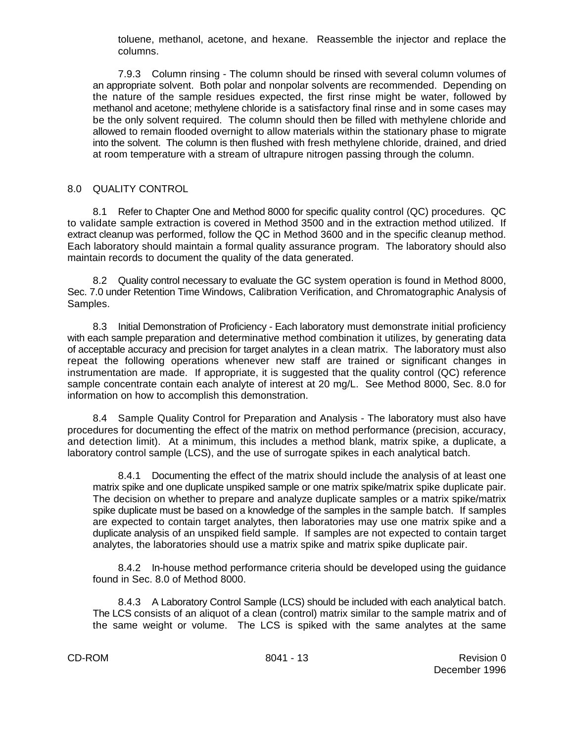toluene, methanol, acetone, and hexane. Reassemble the injector and replace the columns.

7.9.3 Column rinsing - The column should be rinsed with several column volumes of an appropriate solvent. Both polar and nonpolar solvents are recommended. Depending on the nature of the sample residues expected, the first rinse might be water, followed by methanol and acetone; methylene chloride is a satisfactory final rinse and in some cases may be the only solvent required. The column should then be filled with methylene chloride and allowed to remain flooded overnight to allow materials within the stationary phase to migrate into the solvent. The column is then flushed with fresh methylene chloride, drained, and dried at room temperature with a stream of ultrapure nitrogen passing through the column.

## 8.0 QUALITY CONTROL

8.1 Refer to Chapter One and Method 8000 for specific quality control (QC) procedures. QC to validate sample extraction is covered in Method 3500 and in the extraction method utilized. If extract cleanup was performed, follow the QC in Method 3600 and in the specific cleanup method. Each laboratory should maintain a formal quality assurance program. The laboratory should also maintain records to document the quality of the data generated.

8.2 Quality control necessary to evaluate the GC system operation is found in Method 8000, Sec. 7.0 under Retention Time Windows, Calibration Verification, and Chromatographic Analysis of Samples.

8.3 Initial Demonstration of Proficiency - Each laboratory must demonstrate initial proficiency with each sample preparation and determinative method combination it utilizes, by generating data of acceptable accuracy and precision for target analytes in a clean matrix. The laboratory must also repeat the following operations whenever new staff are trained or significant changes in instrumentation are made. If appropriate, it is suggested that the quality control (QC) reference sample concentrate contain each analyte of interest at 20 mg/L. See Method 8000, Sec. 8.0 for information on how to accomplish this demonstration.

8.4 Sample Quality Control for Preparation and Analysis - The laboratory must also have procedures for documenting the effect of the matrix on method performance (precision, accuracy, and detection limit). At a minimum, this includes a method blank, matrix spike, a duplicate, a laboratory control sample (LCS), and the use of surrogate spikes in each analytical batch.

8.4.1 Documenting the effect of the matrix should include the analysis of at least one matrix spike and one duplicate unspiked sample or one matrix spike/matrix spike duplicate pair. The decision on whether to prepare and analyze duplicate samples or a matrix spike/matrix spike duplicate must be based on a knowledge of the samples in the sample batch. If samples are expected to contain target analytes, then laboratories may use one matrix spike and a duplicate analysis of an unspiked field sample. If samples are not expected to contain target analytes, the laboratories should use a matrix spike and matrix spike duplicate pair.

8.4.2 In-house method performance criteria should be developed using the guidance found in Sec. 8.0 of Method 8000.

8.4.3 A Laboratory Control Sample (LCS) should be included with each analytical batch. The LCS consists of an aliquot of a clean (control) matrix similar to the sample matrix and of the same weight or volume. The LCS is spiked with the same analytes at the same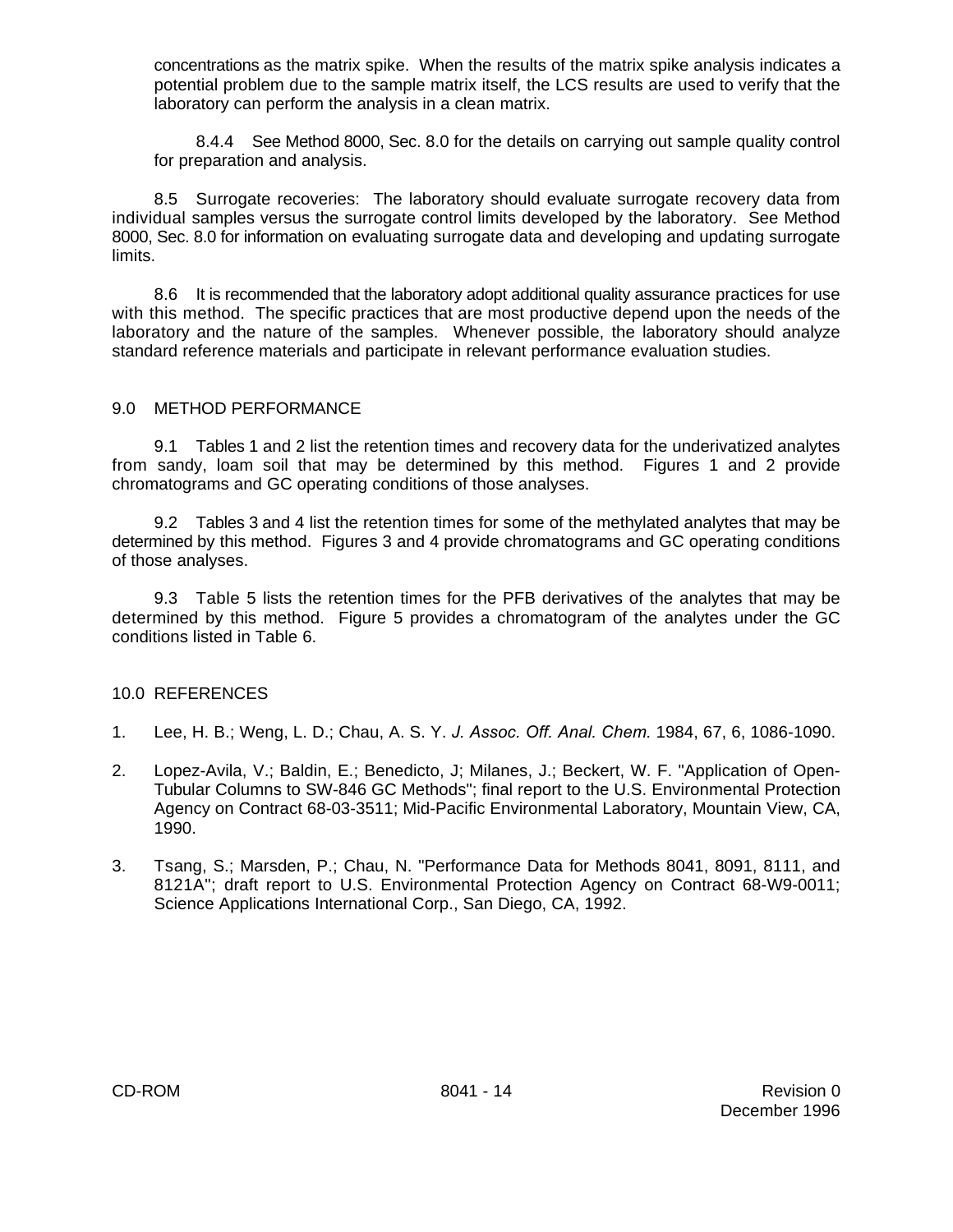concentrations as the matrix spike. When the results of the matrix spike analysis indicates a potential problem due to the sample matrix itself, the LCS results are used to verify that the laboratory can perform the analysis in a clean matrix.

8.4.4 See Method 8000, Sec. 8.0 for the details on carrying out sample quality control for preparation and analysis.

8.5 Surrogate recoveries: The laboratory should evaluate surrogate recovery data from individual samples versus the surrogate control limits developed by the laboratory. See Method 8000, Sec. 8.0 for information on evaluating surrogate data and developing and updating surrogate limits.

8.6 It is recommended that the laboratory adopt additional quality assurance practices for use with this method. The specific practices that are most productive depend upon the needs of the laboratory and the nature of the samples. Whenever possible, the laboratory should analyze standard reference materials and participate in relevant performance evaluation studies.

## 9.0 METHOD PERFORMANCE

9.1 Tables 1 and 2 list the retention times and recovery data for the underivatized analytes from sandy, loam soil that may be determined by this method. Figures 1 and 2 provide chromatograms and GC operating conditions of those analyses.

9.2 Tables 3 and 4 list the retention times for some of the methylated analytes that may be determined by this method. Figures 3 and 4 provide chromatograms and GC operating conditions of those analyses.

9.3 Table 5 lists the retention times for the PFB derivatives of the analytes that may be determined by this method. Figure 5 provides a chromatogram of the analytes under the GC conditions listed in Table 6.

## 10.0 REFERENCES

1. Lee, H. B.; Weng, L. D.; Chau, A. S. Y. *J. Assoc. Off. Anal. Chem.* 1984, 67, 6, 1086-1090.

2. Lopez-Avila, V.; Baldin, E.; Benedicto, J; Milanes, J.; Beckert, W. F. "Application of Open-Tubular Columns to SW-846 GC Methods"; final report to the U.S. Environmental Protection Agency on Contract 68-03-3511; Mid-Pacific Environmental Laboratory, Mountain View, CA, 1990.

3. Tsang, S.; Marsden, P.; Chau, N. "Performance Data for Methods 8041, 8091, 8111, and 8121A"; draft report to U.S. Environmental Protection Agency on Contract 68-W9-0011; Science Applications International Corp., San Diego, CA, 1992.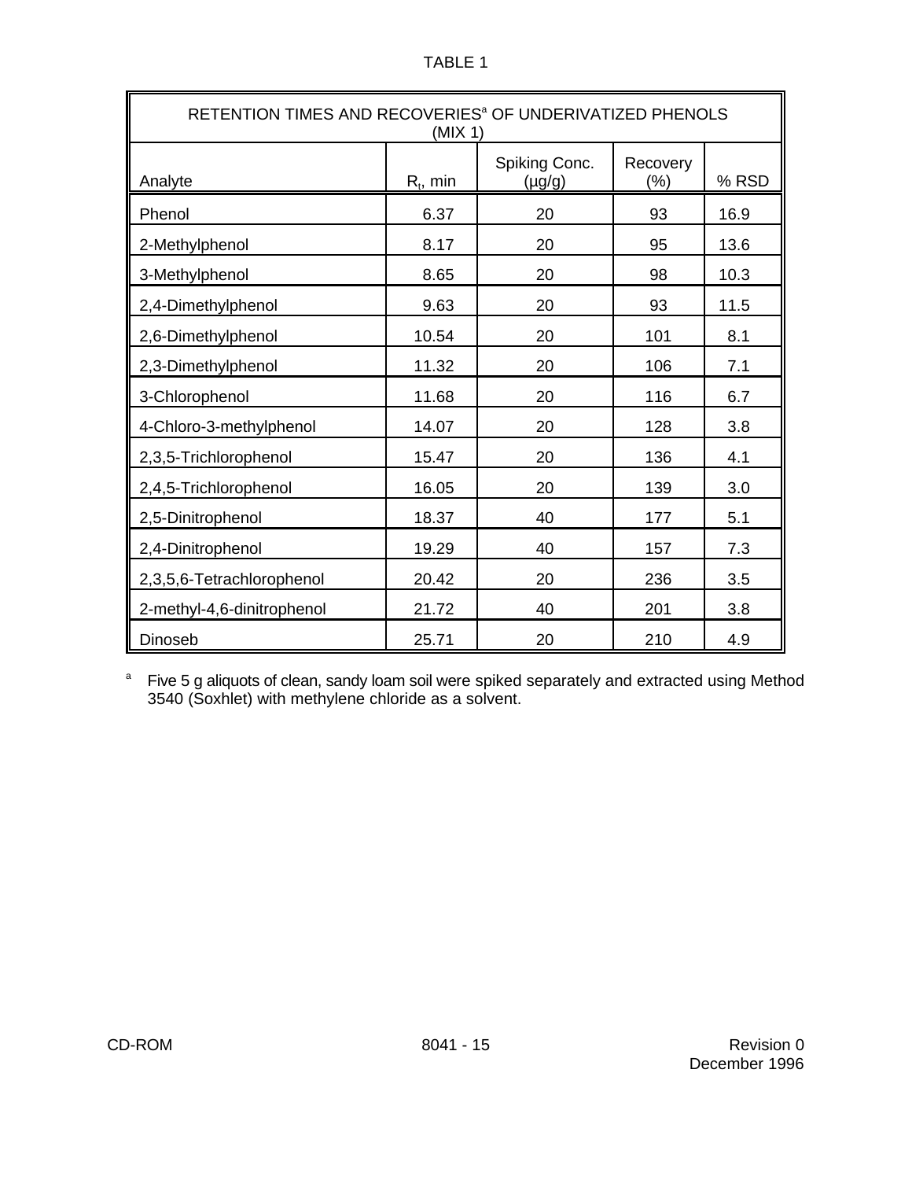TABLE 1

RETENTION TIMES AND RECOVERIES[a] OF UNDERIVATIZED PHENOLS (MIX 1)

| Analyte | $R_t$, min | Spiking Conc. (µg/g) | Recovery (%) | % RSD |
|---|---|---|---|---|
| Phenol | 6.37 | 20 | 93 | 16.9 |
| 2-Methylphenol | 8.17 | 20 | 95 | 13.6 |
| 3-Methylphenol | 8.65 | 20 | 98 | 10.3 |
| 2,4-Dimethylphenol | 9.63 | 20 | 93 | 11.5 |
| 2,6-Dimethylphenol | 10.54 | 20 | 101 | 8.1 |
| 2,3-Dimethylphenol | 11.32 | 20 | 106 | 7.1 |
| 3-Chlorophenol | 11.68 | 20 | 116 | 6.7 |
| 4-Chloro-3-methylphenol | 14.07 | 20 | 128 | 3.8 |
| 2,3,5-Trichlorophenol | 15.47 | 20 | 136 | 4.1 |
| 2,4,5-Trichlorophenol | 16.05 | 20 | 139 | 3.0 |
| 2,5-Dinitrophenol | 18.37 | 40 | 177 | 5.1 |
| 2,4-Dinitrophenol | 19.29 | 40 | 157 | 7.3 |
| 2,3,5,6-Tetrachlorophenol | 20.42 | 20 | 236 | 3.5 |
| 2-methyl-4,6-dinitrophenol | 21.72 | 40 | 201 | 3.8 |
| Dinoseb | 25.71 | 20 | 210 | 4.9 |

[a] Five 5 g aliquots of clean, sandy loam soil were spiked separately and extracted using Method 3540 (Soxhlet) with methylene chloride as a solvent.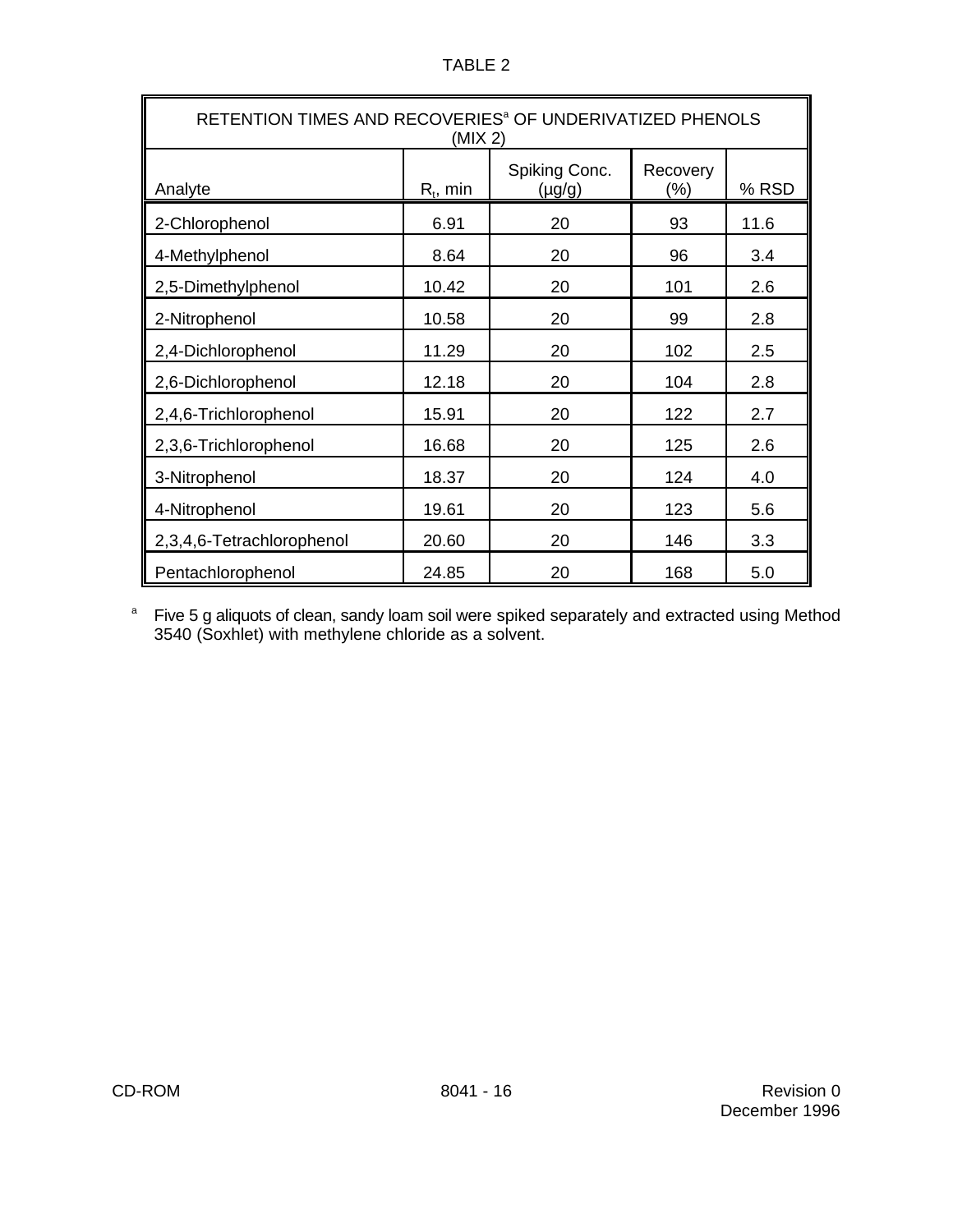TABLE 2

RETENTION TIMES AND RECOVERIES[a] OF UNDERIVATIZED PHENOLS (MIX 2)

| Analyte | $R_t$, min | Spiking Conc. (µg/g) | Recovery (%) | % RSD |
|---|---|---|---|---|
| 2-Chlorophenol | 6.91 | 20 | 93 | 11.6 |
| 4-Methylphenol | 8.64 | 20 | 96 | 3.4 |
| 2,5-Dimethylphenol | 10.42 | 20 | 101 | 2.6 |
| 2-Nitrophenol | 10.58 | 20 | 99 | 2.8 |
| 2,4-Dichlorophenol | 11.29 | 20 | 102 | 2.5 |
| 2,6-Dichlorophenol | 12.18 | 20 | 104 | 2.8 |
| 2,4,6-Trichlorophenol | 15.91 | 20 | 122 | 2.7 |
| 2,3,6-Trichlorophenol | 16.68 | 20 | 125 | 2.6 |
| 3-Nitrophenol | 18.37 | 20 | 124 | 4.0 |
| 4-Nitrophenol | 19.61 | 20 | 123 | 5.6 |
| 2,3,4,6-Tetrachlorophenol | 20.60 | 20 | 146 | 3.3 |
| Pentachlorophenol | 24.85 | 20 | 168 | 5.0 |

[a] Five 5 g aliquots of clean, sandy loam soil were spiked separately and extracted using Method 3540 (Soxhlet) with methylene chloride as a solvent.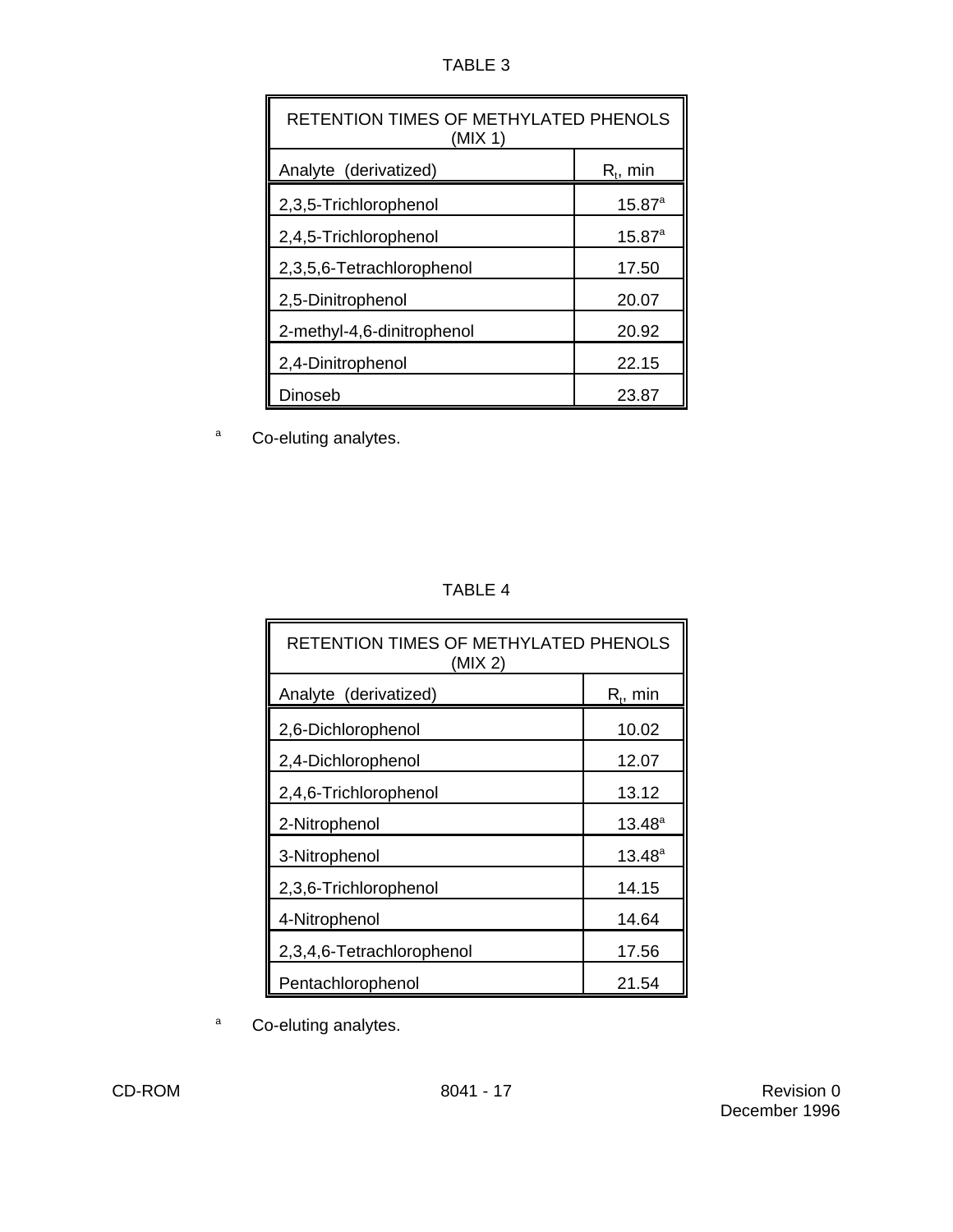TABLE 3

| RETENTION TIMES OF METHYLATED PHENOLS (MIX 1) | |
|---|---|
| Analyte (derivatized) | $R_t$, min |
| 2,3,5-Trichlorophenol | 15.87[a] |
| 2,4,5-Trichlorophenol | 15.87[a] |
| 2,3,5,6-Tetrachlorophenol | 17.50 |
| 2,5-Dinitrophenol | 20.07 |
| 2-methyl-4,6-dinitrophenol | 20.92 |
| 2,4-Dinitrophenol | 22.15 |
| Dinoseb | 23.87 |

[a] Co-eluting analytes.

TABLE 4

| RETENTION TIMES OF METHYLATED PHENOLS (MIX 2) | |
|---|---|
| Analyte (derivatized) | $R_t$, min |
| 2,6-Dichlorophenol | 10.02 |
| 2,4-Dichlorophenol | 12.07 |
| 2,4,6-Trichlorophenol | 13.12 |
| 2-Nitrophenol | 13.48[a] |
| 3-Nitrophenol | 13.48[a] |
| 2,3,6-Trichlorophenol | 14.15 |
| 4-Nitrophenol | 14.64 |
| 2,3,4,6-Tetrachlorophenol | 17.56 |
| Pentachlorophenol | 21.54 |

[a] Co-eluting analytes.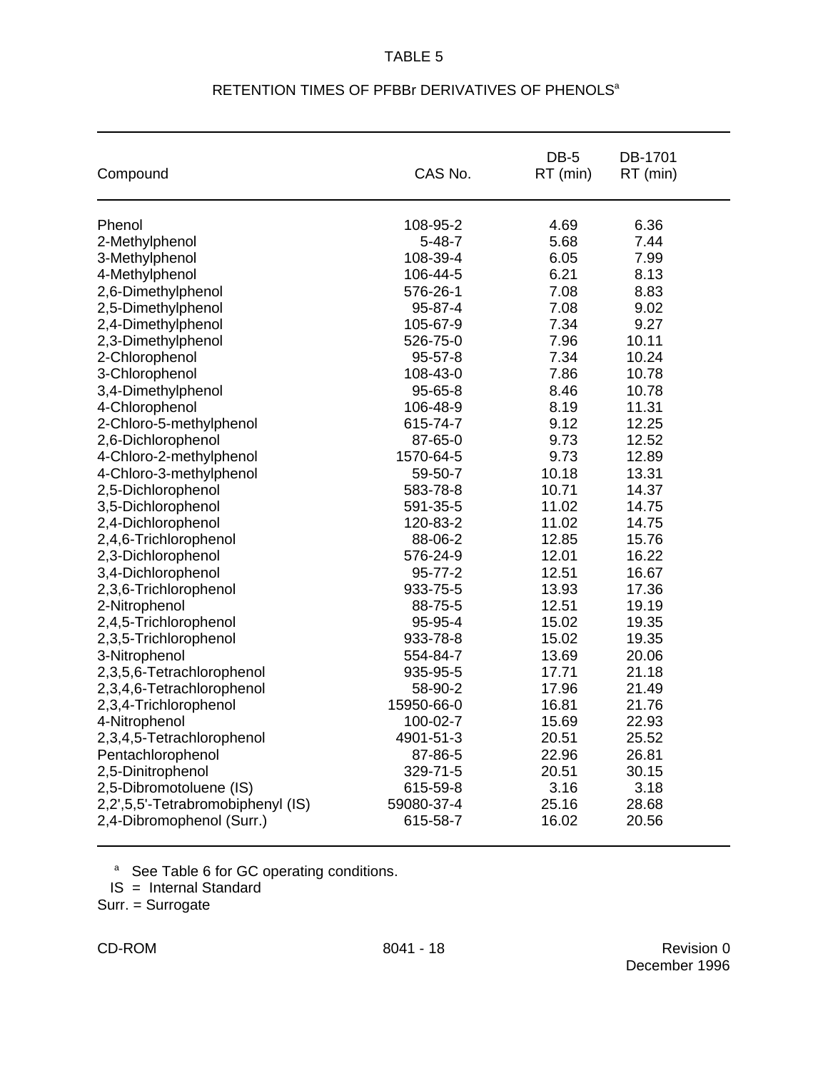TABLE 5

RETENTION TIMES OF PFBBr DERIVATIVES OF PHENOLS[a]

| Compound | CAS No. | DB-5 RT (min) | DB-1701 RT (min) |
|---|---|---|---|
| Phenol | 108-95-2 | 4.69 | 6.36 |
| 2-Methylphenol | 5-48-7 | 5.68 | 7.44 |
| 3-Methylphenol | 108-39-4 | 6.05 | 7.99 |
| 4-Methylphenol | 106-44-5 | 6.21 | 8.13 |
| 2,6-Dimethylphenol | 576-26-1 | 7.08 | 8.83 |
| 2,5-Dimethylphenol | 95-87-4 | 7.08 | 9.02 |
| 2,4-Dimethylphenol | 105-67-9 | 7.34 | 9.27 |
| 2,3-Dimethylphenol | 526-75-0 | 7.96 | 10.11 |
| 2-Chlorophenol | 95-57-8 | 7.34 | 10.24 |
| 3-Chlorophenol | 108-43-0 | 7.86 | 10.78 |
| 3,4-Dimethylphenol | 95-65-8 | 8.46 | 10.78 |
| 4-Chlorophenol | 106-48-9 | 8.19 | 11.31 |
| 2-Chloro-5-methylphenol | 615-74-7 | 9.12 | 12.25 |
| 2,6-Dichlorophenol | 87-65-0 | 9.73 | 12.52 |
| 4-Chloro-2-methylphenol | 1570-64-5 | 9.73 | 12.89 |
| 4-Chloro-3-methylphenol | 59-50-7 | 10.18 | 13.31 |
| 2,5-Dichlorophenol | 583-78-8 | 10.71 | 14.37 |
| 3,5-Dichlorophenol | 591-35-5 | 11.02 | 14.75 |
| 2,4-Dichlorophenol | 120-83-2 | 11.02 | 14.75 |
| 2,4,6-Trichlorophenol | 88-06-2 | 12.85 | 15.76 |
| 2,3-Dichlorophenol | 576-24-9 | 12.01 | 16.22 |
| 3,4-Dichlorophenol | 95-77-2 | 12.51 | 16.67 |
| 2,3,6-Trichlorophenol | 933-75-5 | 13.93 | 17.36 |
| 2-Nitrophenol | 88-75-5 | 12.51 | 19.19 |
| 2,4,5-Trichlorophenol | 95-95-4 | 15.02 | 19.35 |
| 2,3,5-Trichlorophenol | 933-78-8 | 15.02 | 19.35 |
| 3-Nitrophenol | 554-84-7 | 13.69 | 20.06 |
| 2,3,5,6-Tetrachlorophenol | 935-95-5 | 17.71 | 21.18 |
| 2,3,4,6-Tetrachlorophenol | 58-90-2 | 17.96 | 21.49 |
| 2,3,4-Trichlorophenol | 15950-66-0 | 16.81 | 21.76 |
| 4-Nitrophenol | 100-02-7 | 15.69 | 22.93 |
| 2,3,4,5-Tetrachlorophenol | 4901-51-3 | 20.51 | 25.52 |
| Pentachlorophenol | 87-86-5 | 22.96 | 26.81 |
| 2,5-Dinitrophenol | 329-71-5 | 20.51 | 30.15 |
| 2,5-Dibromotoluene (IS) | 615-59-8 | 3.16 | 3.18 |
| 2,2',5,5'-Tetrabromobiphenyl (IS) | 59080-37-4 | 25.16 | 28.68 |
| 2,4-Dibromophenol (Surr.) | 615-58-7 | 16.02 | 20.56 |

[a] See Table 6 for GC operating conditions.

IS = Internal Standard

Surr. = Surrogate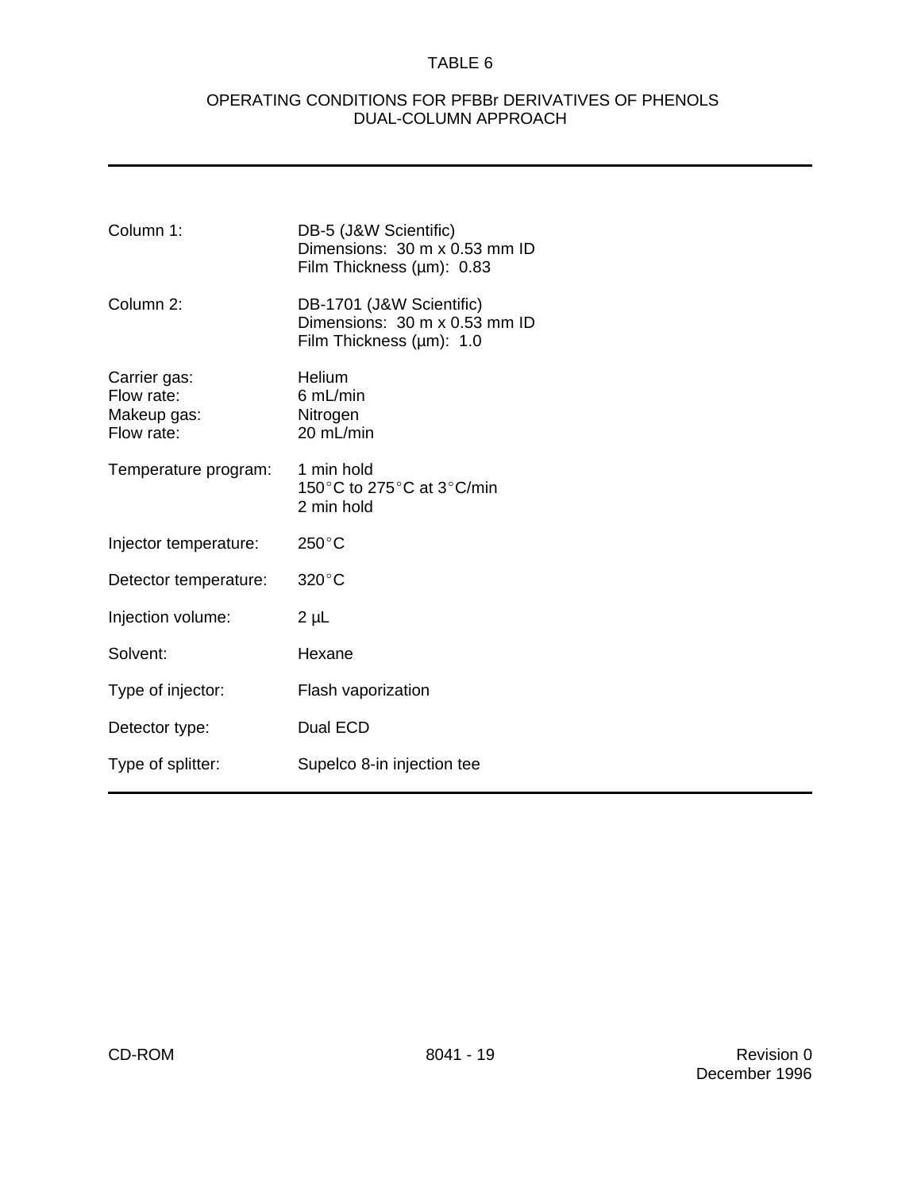# TABLE 6

## OPERATING CONDITIONS FOR PFBBr DERIVATIVES OF PHENOLS DUAL-COLUMN APPROACH

| | |
|---|---|
| Column 1: | DB-5 (J&W Scientific)<br>Dimensions: 30 m x 0.53 mm ID<br>Film Thickness (µm): 0.83 |
| Column 2: | DB-1701 (J&W Scientific)<br>Dimensions: 30 m x 0.53 mm ID<br>Film Thickness (µm): 1.0 |
| Carrier gas:<br>Flow rate:<br>Makeup gas:<br>Flow rate: | Helium<br>6 mL/min<br>Nitrogen<br>20 mL/min |
| Temperature program: | 1 min hold<br>150°C to 275°C at 3°C/min<br>2 min hold |
| Injector temperature: | 250°C |
| Detector temperature: | 320°C |
| Injection volume: | 2 µL |
| Solvent: | Hexane |
| Type of injector: | Flash vaporization |
| Detector type: | Dual ECD |
| Type of splitter: | Supelco 8-in injection tee |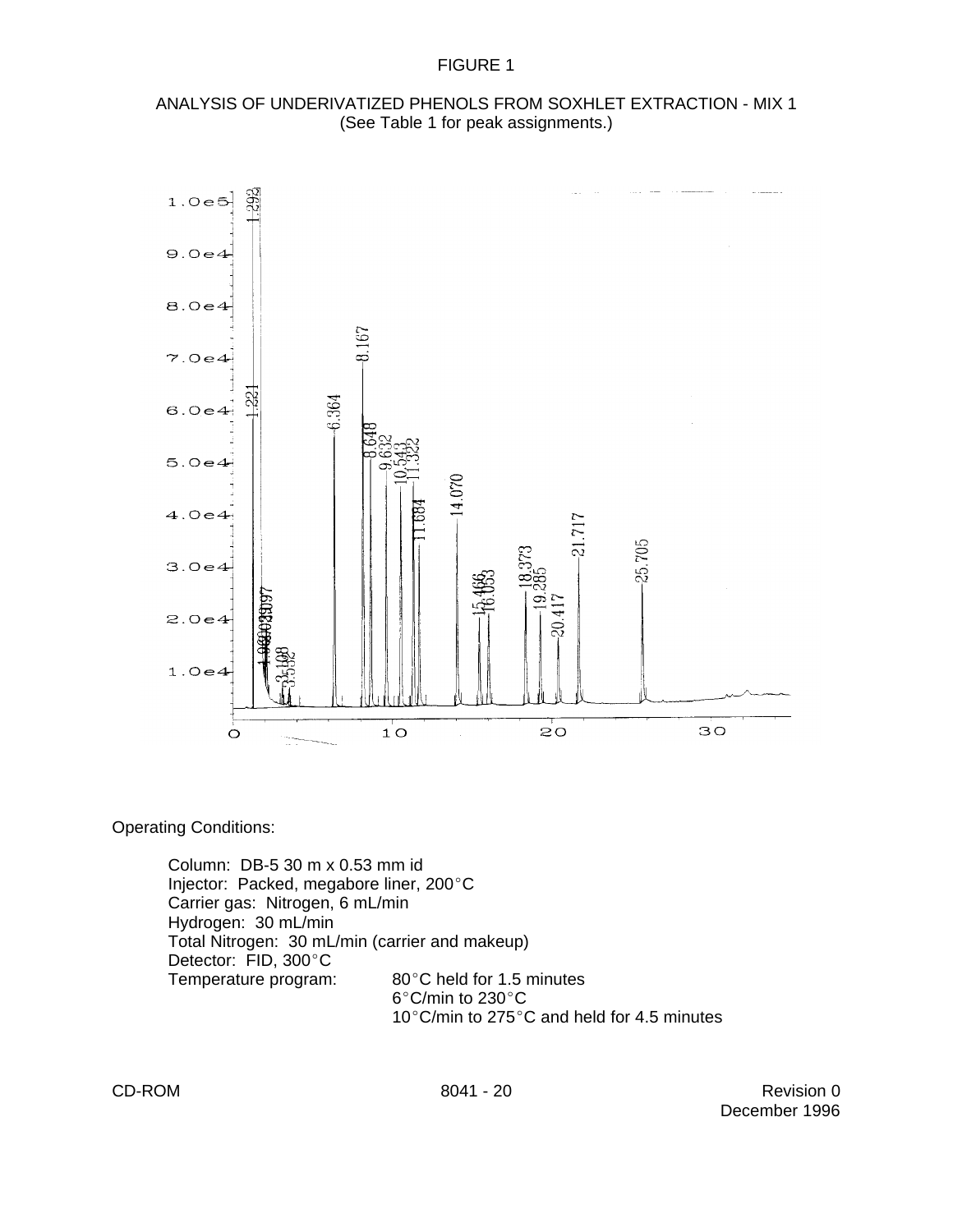FIGURE 1

ANALYSIS OF UNDERIVATIZED PHENOLS FROM SOXHLET EXTRACTION - MIX 1
(See Table 1 for peak assignments.)

Operating Conditions:

Column: DB-5 30 m x 0.53 mm id
Injector: Packed, megabore liner, 200°C
Carrier gas: Nitrogen, 6 mL/min
Hydrogen: 30 mL/min
Total Nitrogen: 30 mL/min (carrier and makeup)
Detector: FID, 300°C
Temperature program: 80°C held for 1.5 minutes
6°C/min to 230°C
10°C/min to 275°C and held for 4.5 minutes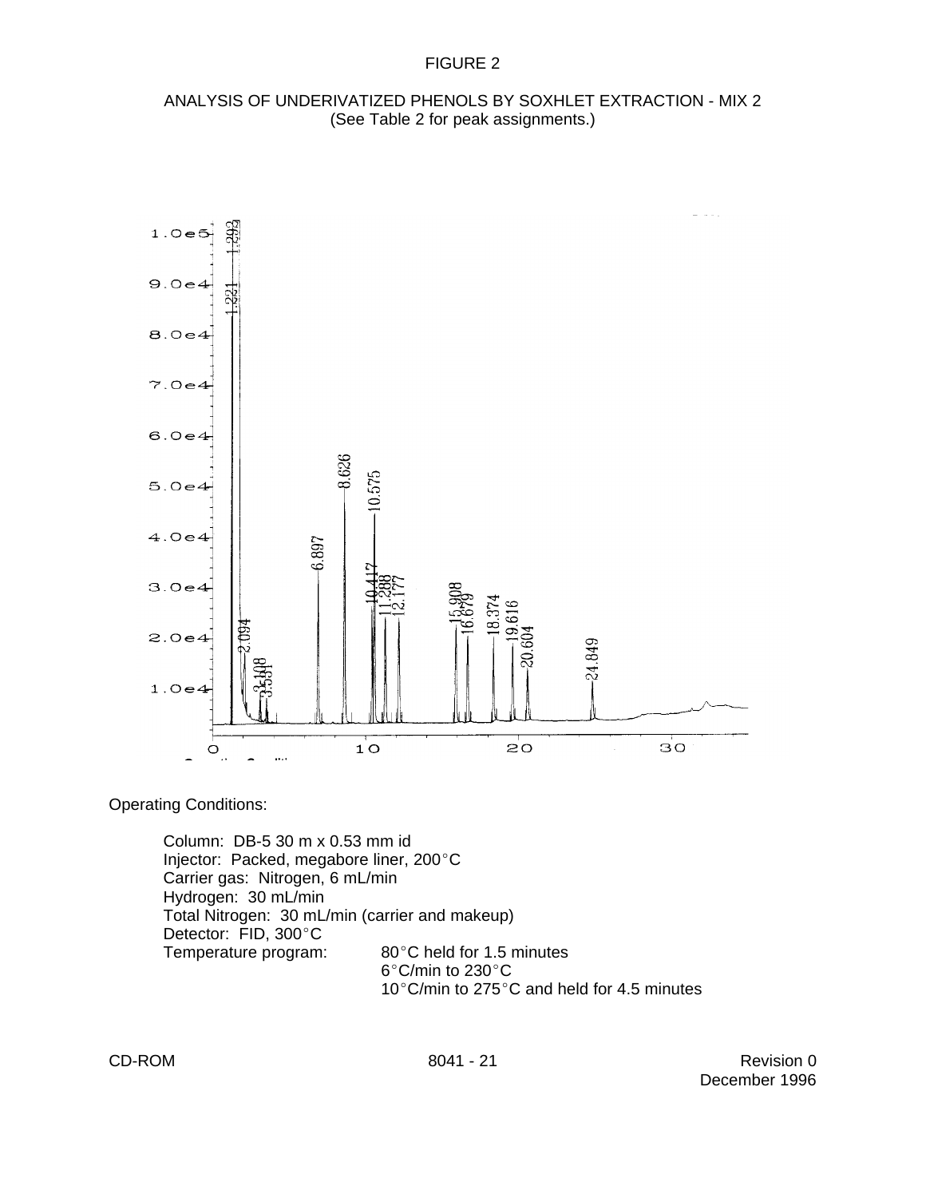# FIGURE 2

## ANALYSIS OF UNDERIVATIZED PHENOLS BY SOXHLET EXTRACTION - MIX 2

(See Table 2 for peak assignments.)

Operating Conditions:

Column: DB-5 30 m x 0.53 mm id
Injector: Packed, megabore liner, 200°C
Carrier gas: Nitrogen, 6 mL/min
Hydrogen: 30 mL/min
Total Nitrogen: 30 mL/min (carrier and makeup)
Detector: FID, 300°C
Temperature program: 80°C held for 1.5 minutes
6°C/min to 230°C
10°C/min to 275°C and held for 4.5 minutes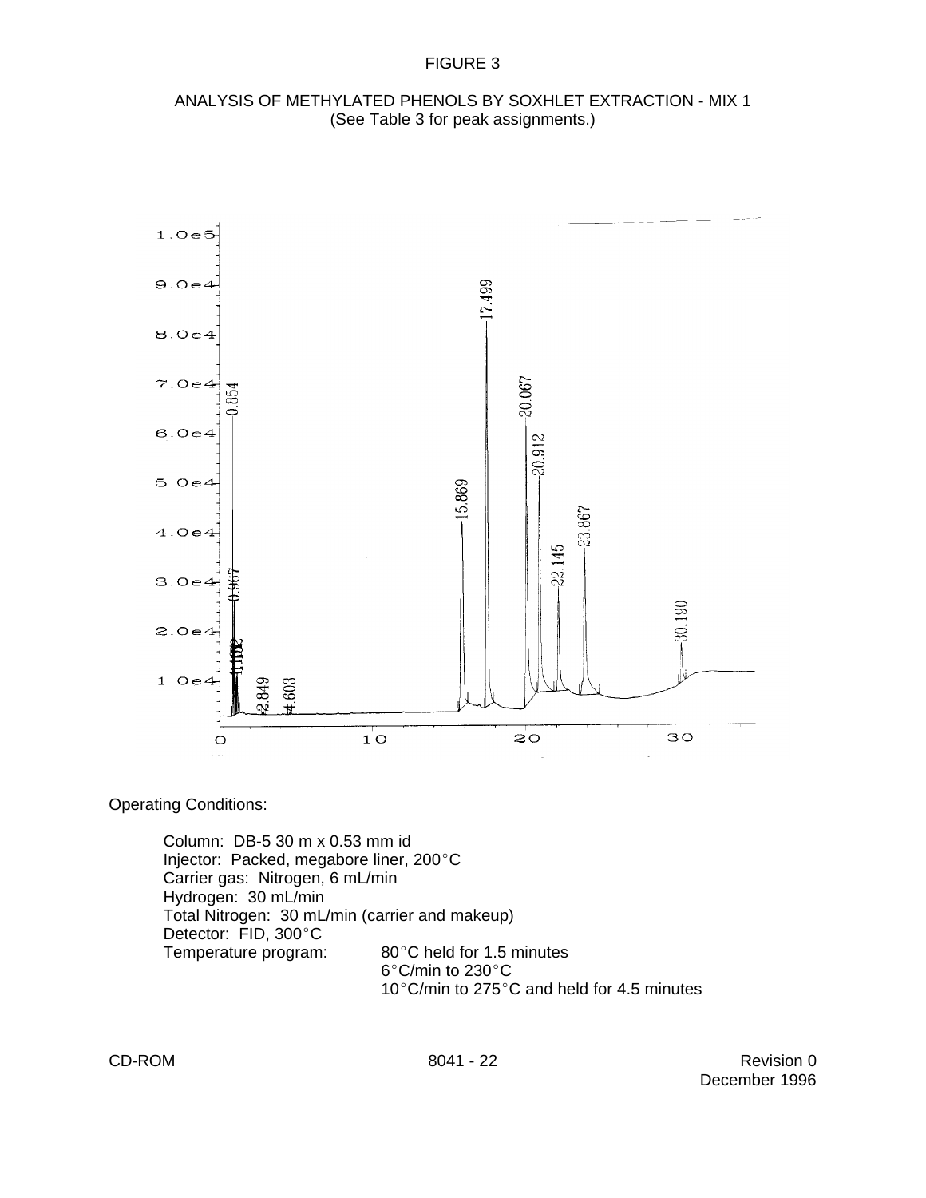FIGURE 3

ANALYSIS OF METHYLATED PHENOLS BY SOXHLET EXTRACTION - MIX 1
(See Table 3 for peak assignments.)

Operating Conditions:

Column: DB-5 30 m x 0.53 mm id
Injector: Packed, megabore liner, 200°C
Carrier gas: Nitrogen, 6 mL/min
Hydrogen: 30 mL/min
Total Nitrogen: 30 mL/min (carrier and makeup)
Detector: FID, 300°C
Temperature program: 80°C held for 1.5 minutes
6°C/min to 230°C
10°C/min to 275°C and held for 4.5 minutes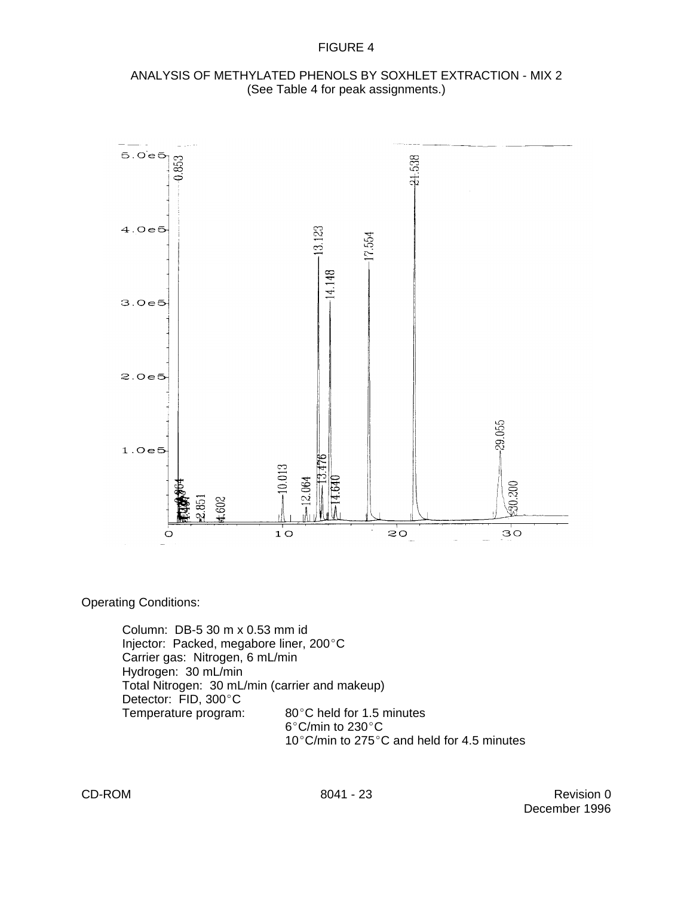FIGURE 4

ANALYSIS OF METHYLATED PHENOLS BY SOXHLET EXTRACTION - MIX 2
(See Table 4 for peak assignments.)

Operating Conditions:

Column: DB-5 30 m x 0.53 mm id
Injector: Packed, megabore liner, 200°C
Carrier gas: Nitrogen, 6 mL/min
Hydrogen: 30 mL/min
Total Nitrogen: 30 mL/min (carrier and makeup)
Detector: FID, 300°C
Temperature program: 80°C held for 1.5 minutes
6°C/min to 230°C
10°C/min to 275°C and held for 4.5 minutes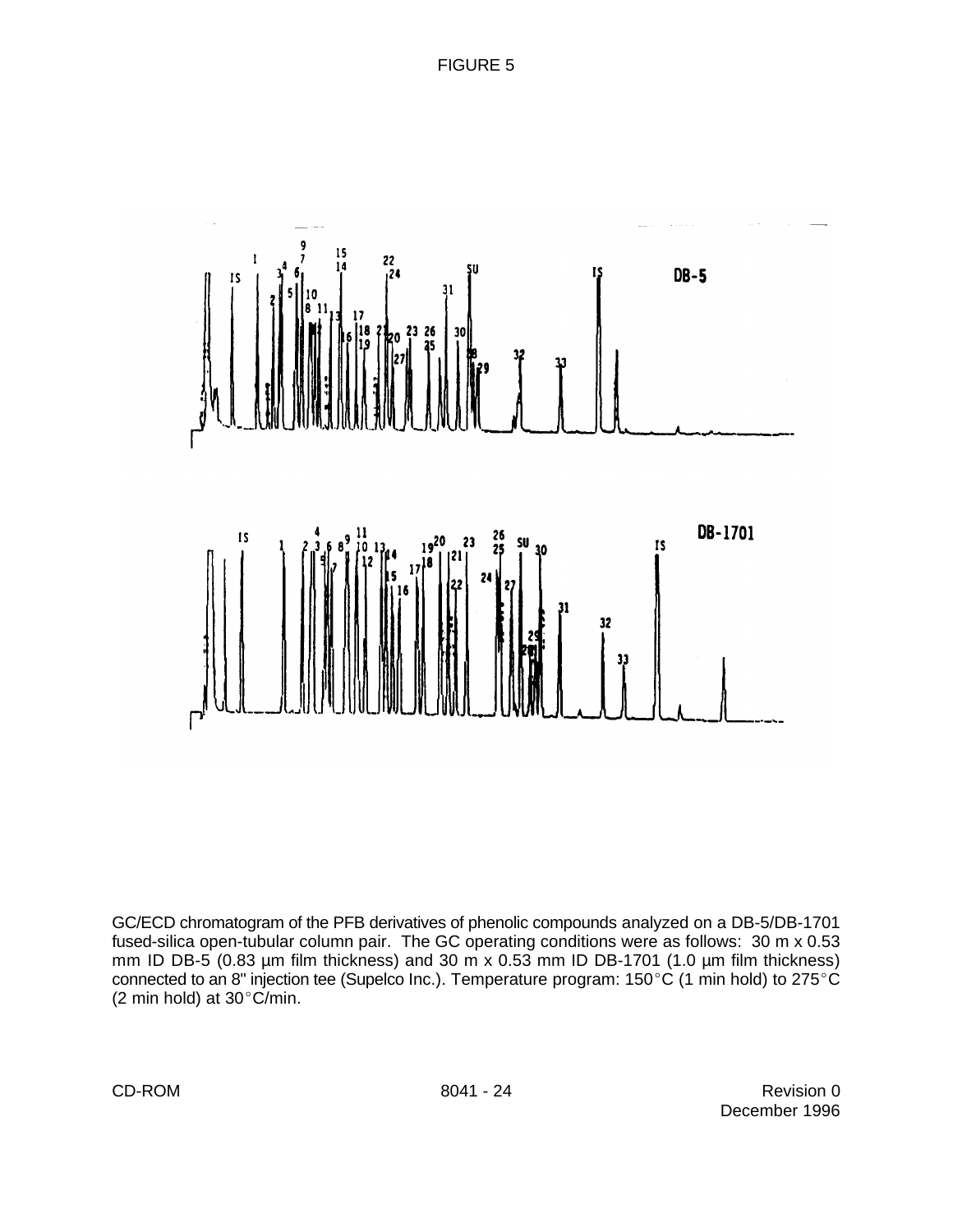FIGURE 5

GC/ECD chromatogram of the PFB derivatives of phenolic compounds analyzed on a DB-5/DB-1701 fused-silica open-tubular column pair. The GC operating conditions were as follows: 30 m x 0.53 mm ID DB-5 (0.83 µm film thickness) and 30 m x 0.53 mm ID DB-1701 (1.0 µm film thickness) connected to an 8" injection tee (Supelco Inc.). Temperature program: 150°C (1 min hold) to 275°C (2 min hold) at 30°C/min.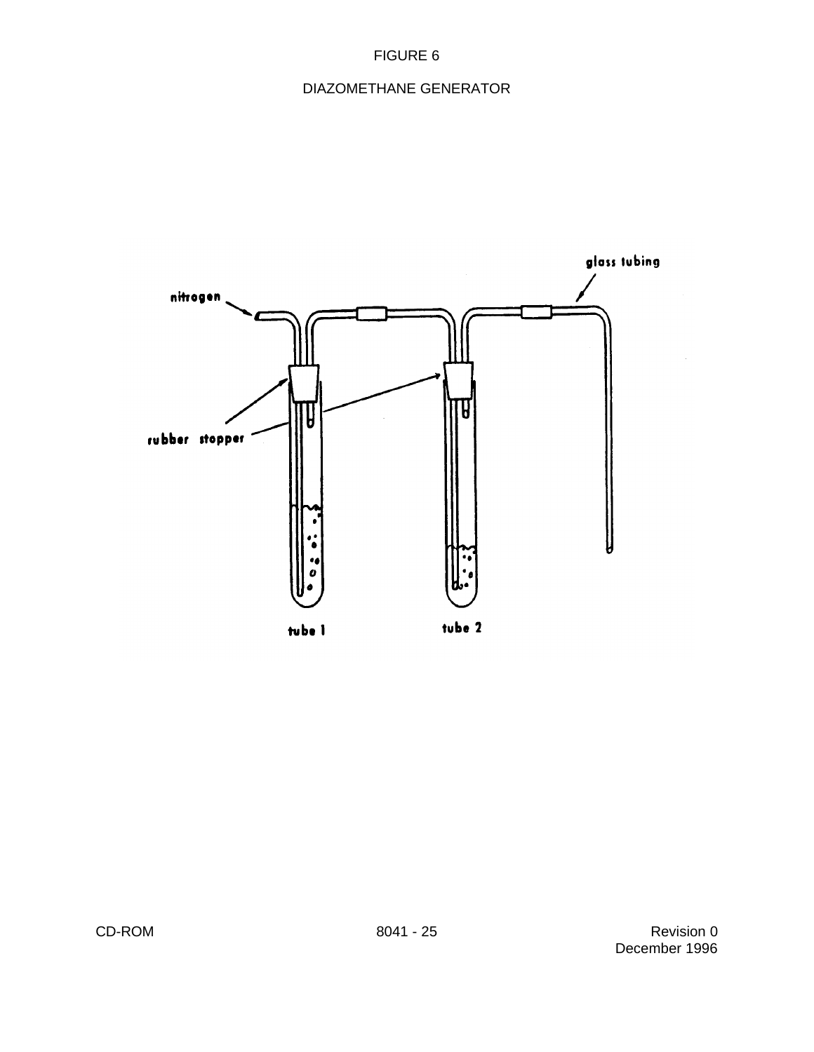FIGURE 6

DIAZOMETHANE GENERATOR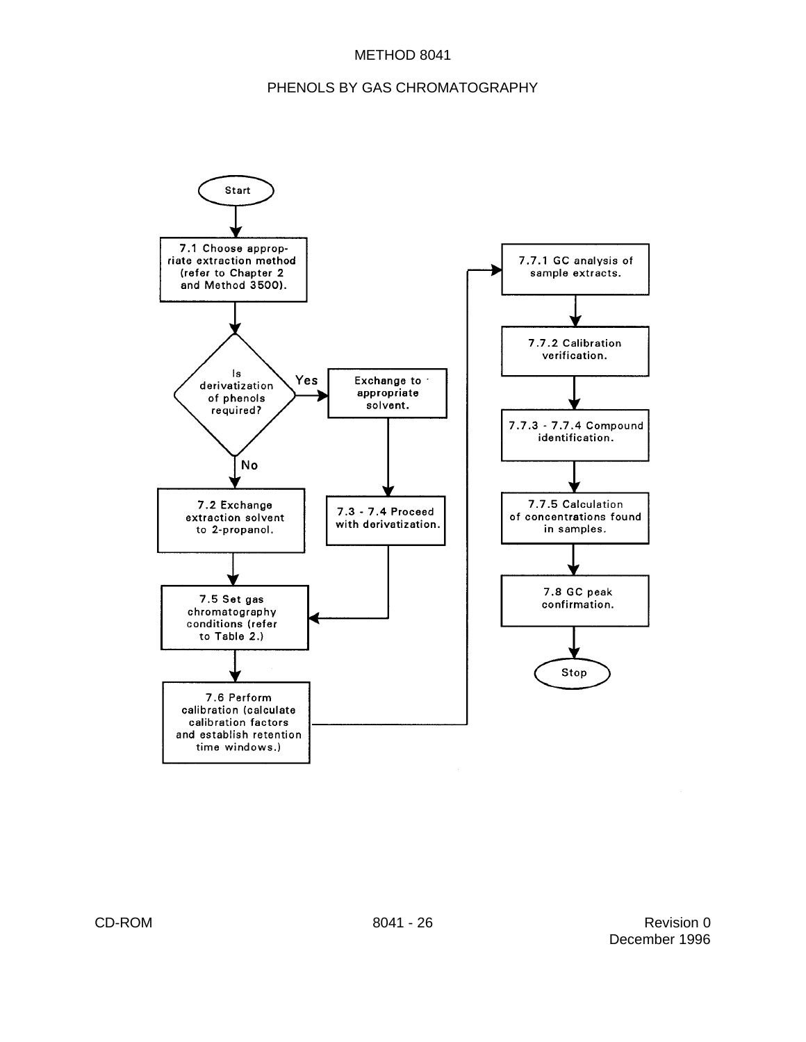METHOD 8041

PHENOLS BY GAS CHROMATOGRAPHY

Start

7.1 Choose appropriate extraction method (refer to Chapter 2 and Method 3500).

Is derivatization of phenols required?

Yes

Exchange to appropriate solvent.

7.3 - 7.4 Proceed with derivatization.

No

7.2 Exchange extraction solvent to 2-propanol.

7.5 Set gas chromatography conditions (refer to Table 2.)

7.6 Perform calibration (calculate calibration factors and establish retention time windows.)

7.7.1 GC analysis of sample extracts.

7.7.2 Calibration verification.

7.7.3 - 7.7.4 Compound identification.

7.7.5 Calculation of concentrations found in samples.

7.8 GC peak confirmation.

Stop